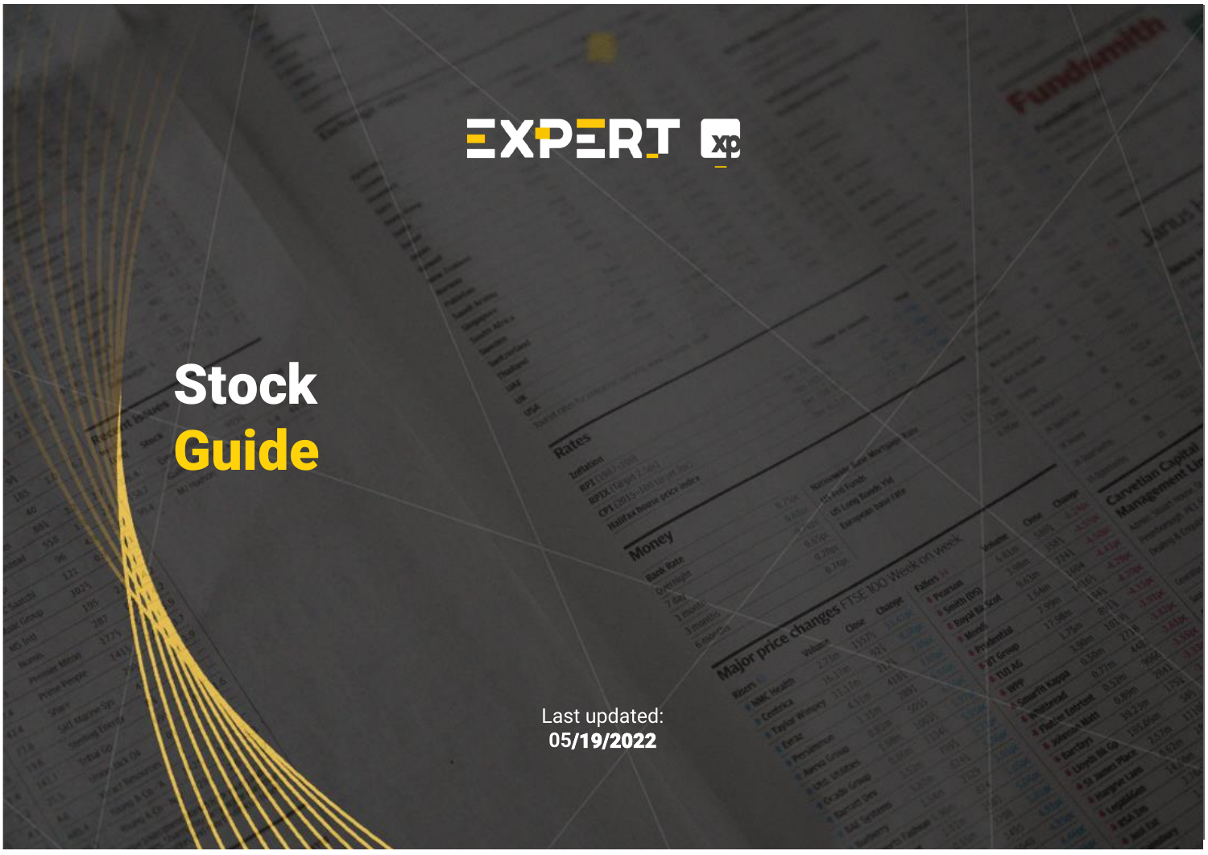EXPERT xp

# Stock Guide

Last updated:
**05/19/2022**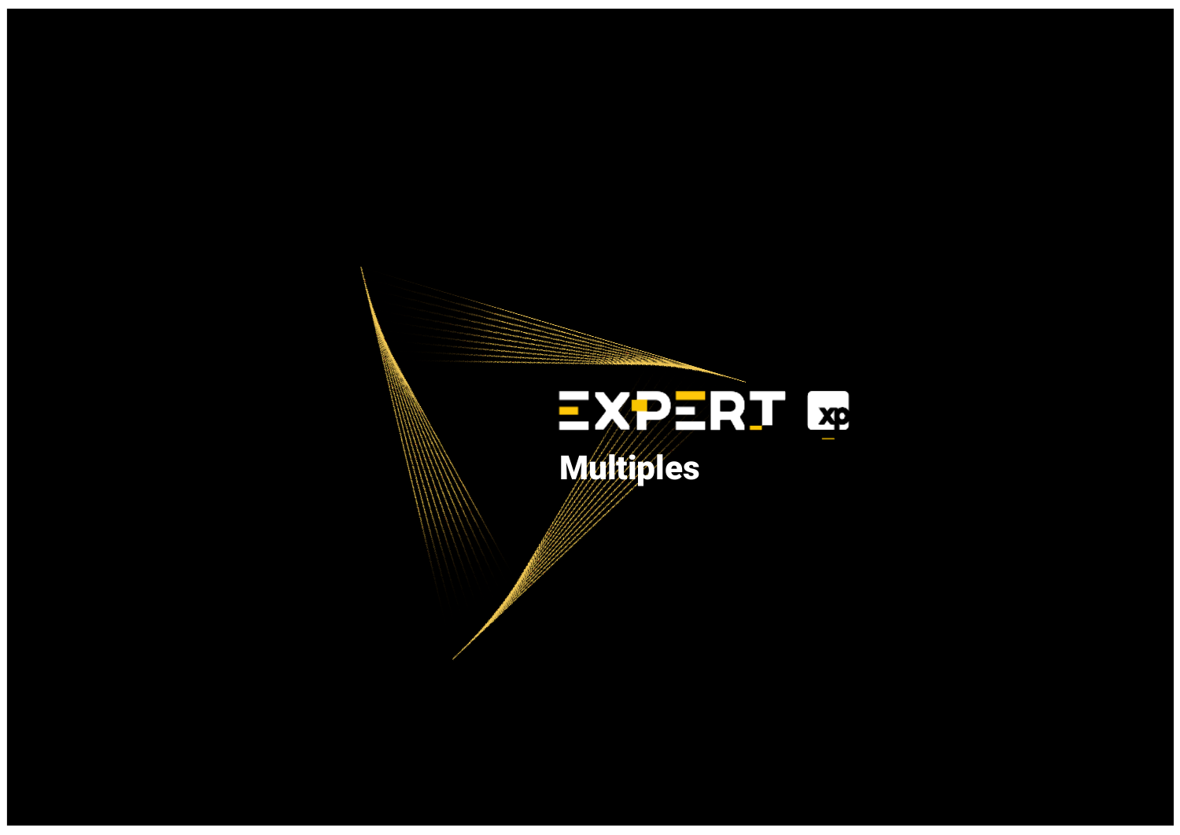# EXPERT xp

## Multiples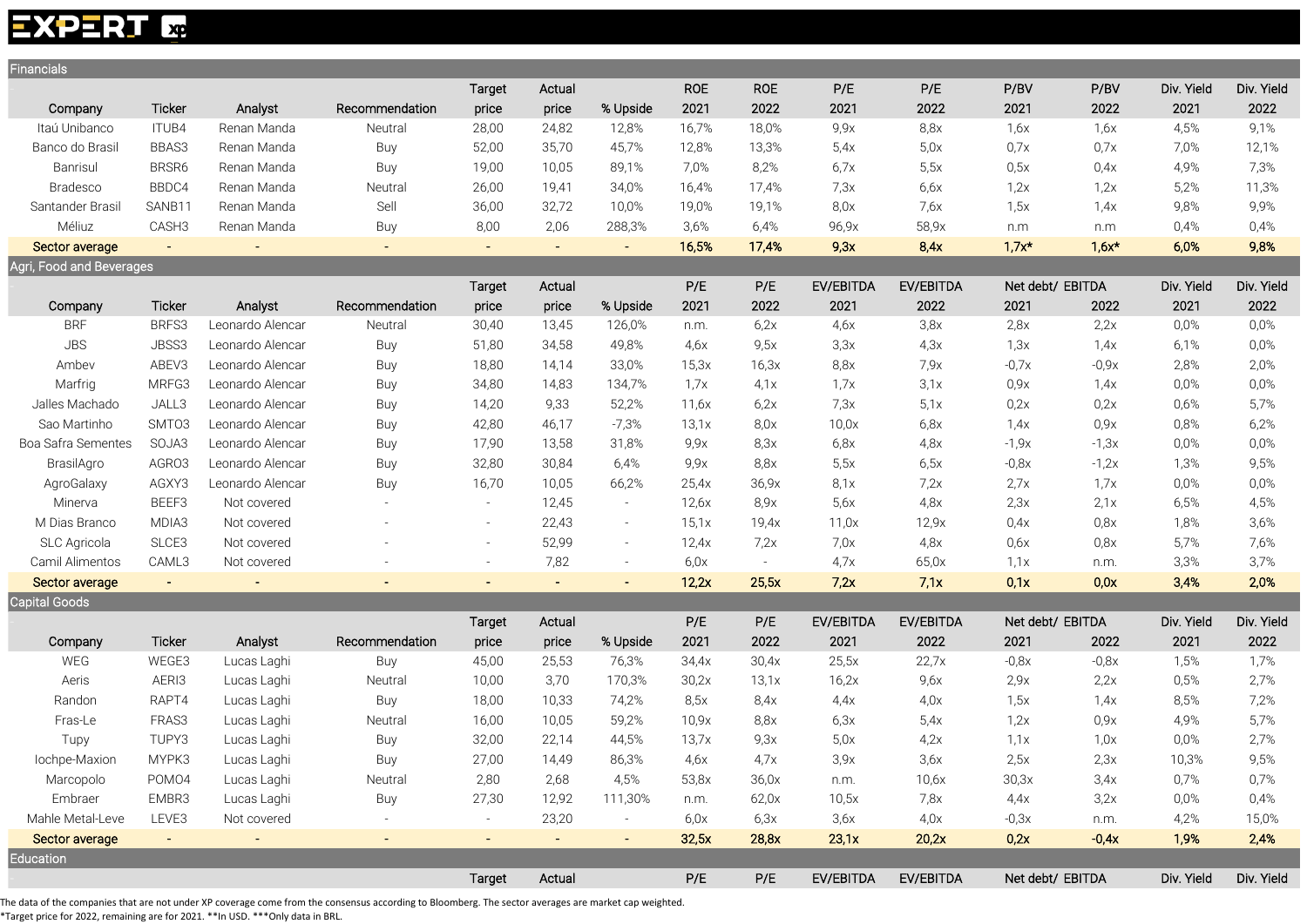## Financials

| Company | Ticker | Analyst | Recommendation | Target price | Actual price | % Upside | ROE 2021 | ROE 2022 | P/E 2021 | P/E 2022 | P/BV 2021 | P/BV 2022 | Div. Yield 2021 | Div. Yield 2022 |
|---|---|---|---|---|---|---|---|---|---|---|---|---|---|---|
| Itaú Unibanco | ITUB4 | Renan Manda | Neutral | 28,00 | 24,82 | 12,8% | 16,7% | 18,0% | 9,9x | 8,8x | 1,6x | 1,6x | 4,5% | 9,1% |
| Banco do Brasil | BBAS3 | Renan Manda | Buy | 52,00 | 35,70 | 45,7% | 12,8% | 13,3% | 5,4x | 5,0x | 0,7x | 0,7x | 7,0% | 12,1% |
| Banrisul | BRSR6 | Renan Manda | Buy | 19,00 | 10,05 | 89,1% | 7,0% | 8,2% | 6,7x | 5,5x | 0,5x | 0,4x | 4,9% | 7,3% |
| Bradesco | BBDC4 | Renan Manda | Neutral | 26,00 | 19,41 | 34,0% | 16,4% | 17,4% | 7,3x | 6,6x | 1,2x | 1,2x | 5,2% | 11,3% |
| Santander Brasil | SANB11 | Renan Manda | Sell | 36,00 | 32,72 | 10,0% | 19,0% | 19,1% | 8,0x | 7,6x | 1,5x | 1,4x | 9,8% | 9,9% |
| Méliuz | CASH3 | Renan Manda | Buy | 8,00 | 2,06 | 288,3% | 3,6% | 6,4% | 96,9x | 58,9x | n.m | n.m | 0,4% | 0,4% |
| **Sector average** | - | - | - | - | - | - | **16,5%** | **17,4%** | **9,3x** | **8,4x** | **1,7x*** | **1,6x*** | **6,0%** | **9,8%** |

## Agri, Food and Beverages

| Company | Ticker | Analyst | Recommendation | Target price | Actual price | % Upside | P/E 2021 | P/E 2022 | EV/EBITDA 2021 | EV/EBITDA 2022 | Net debt/ EBITDA 2021 | Net debt/ EBITDA 2022 | Div. Yield 2021 | Div. Yield 2022 |
|---|---|---|---|---|---|---|---|---|---|---|---|---|---|---|
| BRF | BRFS3 | Leonardo Alencar | Neutral | 30,40 | 13,45 | 126,0% | n.m. | 6,2x | 4,6x | 3,8x | 2,8x | 2,2x | 0,0% | 0,0% |
| JBS | JBSS3 | Leonardo Alencar | Buy | 51,80 | 34,58 | 49,8% | 4,6x | 9,5x | 3,3x | 4,3x | 1,3x | 1,4x | 6,1% | 0,0% |
| Ambev | ABEV3 | Leonardo Alencar | Buy | 18,80 | 14,14 | 33,0% | 15,3x | 16,3x | 8,8x | 7,9x | -0,7x | -0,9x | 2,8% | 2,0% |
| Marfrig | MRFG3 | Leonardo Alencar | Buy | 34,80 | 14,83 | 134,7% | 1,7x | 4,1x | 1,7x | 3,1x | 0,9x | 1,4x | 0,0% | 0,0% |
| Jalles Machado | JALL3 | Leonardo Alencar | Buy | 14,20 | 9,33 | 52,2% | 11,6x | 6,2x | 7,3x | 5,1x | 0,2x | 0,2x | 0,6% | 5,7% |
| Sao Martinho | SMTO3 | Leonardo Alencar | Buy | 42,80 | 46,17 | -7,3% | 13,1x | 8,0x | 10,0x | 6,8x | 1,4x | 0,9x | 0,8% | 6,2% |
| Boa Safra Sementes | SOJA3 | Leonardo Alencar | Buy | 17,90 | 13,58 | 31,8% | 9,9x | 8,3x | 6,8x | 4,8x | -1,9x | -1,3x | 0,0% | 0,0% |
| BrasilAgro | AGRO3 | Leonardo Alencar | Buy | 32,80 | 30,84 | 6,4% | 9,9x | 8,8x | 5,5x | 6,5x | -0,8x | -1,2x | 1,3% | 9,5% |
| AgroGalaxy | AGXY3 | Leonardo Alencar | Buy | 16,70 | 10,05 | 66,2% | 25,4x | 36,9x | 8,1x | 7,2x | 2,7x | 1,7x | 0,0% | 0,0% |
| Minerva | BEEF3 | Not covered | - | - | 12,45 | - | 12,6x | 8,9x | 5,6x | 4,8x | 2,3x | 2,1x | 6,5% | 4,5% |
| M Dias Branco | MDIA3 | Not covered | - | - | 22,43 | - | 15,1x | 19,4x | 11,0x | 12,9x | 0,4x | 0,8x | 1,8% | 3,6% |
| SLC Agricola | SLCE3 | Not covered | - | - | 52,99 | - | 12,4x | 7,2x | 7,0x | 4,8x | 0,6x | 0,8x | 5,7% | 7,6% |
| Camil Alimentos | CAML3 | Not covered | - | - | 7,82 | - | 6,0x | - | 4,7x | 65,0x | 1,1x | n.m. | 3,3% | 3,7% |
| **Sector average** | - | - | - | - | - | - | **12,2x** | **25,5x** | **7,2x** | **7,1x** | **0,1x** | **0,0x** | **3,4%** | **2,0%** |

## Capital Goods

| Company | Ticker | Analyst | Recommendation | Target price | Actual price | % Upside | P/E 2021 | P/E 2022 | EV/EBITDA 2021 | EV/EBITDA 2022 | Net debt/ EBITDA 2021 | Net debt/ EBITDA 2022 | Div. Yield 2021 | Div. Yield 2022 |
|---|---|---|---|---|---|---|---|---|---|---|---|---|---|---|
| WEG | WEGE3 | Lucas Laghi | Buy | 45,00 | 25,53 | 76,3% | 34,4x | 30,4x | 25,5x | 22,7x | -0,8x | -0,8x | 1,5% | 1,7% |
| Aeris | AERI3 | Lucas Laghi | Neutral | 10,00 | 3,70 | 170,3% | 30,2x | 13,1x | 16,2x | 9,6x | 2,9x | 2,2x | 0,5% | 2,7% |
| Randon | RAPT4 | Lucas Laghi | Buy | 18,00 | 10,33 | 74,2% | 8,5x | 8,4x | 4,4x | 4,0x | 1,5x | 1,4x | 8,5% | 7,2% |
| Fras-Le | FRAS3 | Lucas Laghi | Neutral | 16,00 | 10,05 | 59,2% | 10,9x | 8,8x | 6,3x | 5,4x | 1,2x | 0,9x | 4,9% | 5,7% |
| Tupy | TUPY3 | Lucas Laghi | Buy | 32,00 | 22,14 | 44,5% | 13,7x | 9,3x | 5,0x | 4,2x | 1,1x | 1,0x | 0,0% | 2,7% |
| Iochpe-Maxion | MYPK3 | Lucas Laghi | Buy | 27,00 | 14,49 | 86,3% | 4,6x | 4,7x | 3,9x | 3,6x | 2,5x | 2,3x | 10,3% | 9,5% |
| Marcopolo | POMO4 | Lucas Laghi | Neutral | 2,80 | 2,68 | 4,5% | 53,8x | 36,0x | n.m. | 10,6x | 30,3x | 3,4x | 0,7% | 0,7% |
| Embraer | EMBR3 | Lucas Laghi | Buy | 27,30 | 12,92 | 111,30% | n.m. | 62,0x | 10,5x | 7,8x | 4,4x | 3,2x | 0,0% | 0,4% |
| Mahle Metal-Leve | LEVE3 | Not covered | - | - | 23,20 | - | 6,0x | 6,3x | 3,6x | 4,0x | -0,3x | n.m. | 4,2% | 15,0% |
| **Sector average** | - | - | - | - | - | - | **32,5x** | **28,8x** | **23,1x** | **20,2x** | **0,2x** | **-0,4x** | **1,9%** | **2,4%** |

## Education

| | | | | Target | Actual | | P/E | P/E | EV/EBITDA | EV/EBITDA | Net debt/ EBITDA | | Div. Yield | Div. Yield |
|---|---|---|---|---|---|---|---|---|---|---|---|---|---|---|

The data of the companies that are not under XP coverage come from the consensus according to Bloomberg. The sector averages are market cap weighted.
*Target price for 2022, remaining are for 2021. **In USD. ***Only data in BRL.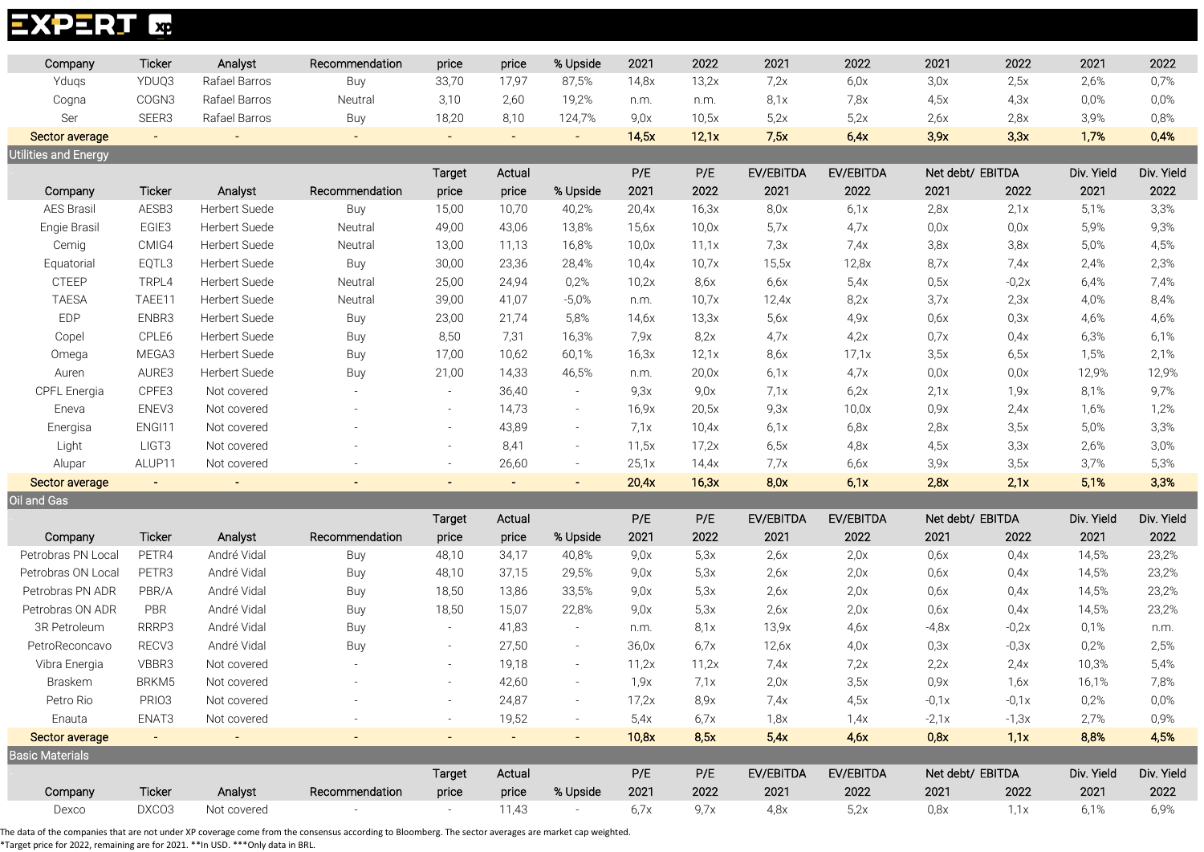| Company | Ticker | Analyst | Recommendation | price | price | % Upside | 2021 | 2022 | 2021 | 2022 | 2021 | 2022 | 2021 | 2022 |
|---|---|---|---|---|---|---|---|---|---|---|---|---|---|---|
| Yduqs | YDUQ3 | Rafael Barros | Buy | 33,70 | 17,97 | 87,5% | 14,8x | 13,2x | 7,2x | 6,0x | 3,0x | 2,5x | 2,6% | 0,7% |
| Cogna | COGN3 | Rafael Barros | Neutral | 3,10 | 2,60 | 19,2% | n.m. | n.m. | 8,1x | 7,8x | 4,5x | 4,3x | 0,0% | 0,0% |
| Ser | SEER3 | Rafael Barros | Buy | 18,20 | 8,10 | 124,7% | 9,0x | 10,5x | 5,2x | 5,2x | 2,6x | 2,8x | 3,9% | 0,8% |
| **Sector average** | - | - | - | - | - | - | **14,5x** | **12,1x** | **7,5x** | **6,4x** | **3,9x** | **3,3x** | **1,7%** | **0,4%** |

## Utilities and Energy

| Company | Ticker | Analyst | Recommendation | Target price | Actual price | % Upside | P/E 2021 | P/E 2022 | EV/EBITDA 2021 | EV/EBITDA 2022 | Net debt/ EBITDA 2021 | Net debt/ EBITDA 2022 | Div. Yield 2021 | Div. Yield 2022 |
|---|---|---|---|---|---|---|---|---|---|---|---|---|---|---|
| AES Brasil | AESB3 | Herbert Suede | Buy | 15,00 | 10,70 | 40,2% | 20,4x | 16,3x | 8,0x | 6,1x | 2,8x | 2,1x | 5,1% | 3,3% |
| Engie Brasil | EGIE3 | Herbert Suede | Neutral | 49,00 | 43,06 | 13,8% | 15,6x | 10,0x | 5,7x | 4,7x | 0,0x | 0,0x | 5,9% | 9,3% |
| Cemig | CMIG4 | Herbert Suede | Neutral | 13,00 | 11,13 | 16,8% | 10,0x | 11,1x | 7,3x | 7,4x | 3,8x | 3,8x | 5,0% | 4,5% |
| Equatorial | EQTL3 | Herbert Suede | Buy | 30,00 | 23,36 | 28,4% | 10,4x | 10,7x | 15,5x | 12,8x | 8,7x | 7,4x | 2,4% | 2,3% |
| CTEEP | TRPL4 | Herbert Suede | Neutral | 25,00 | 24,94 | 0,2% | 10,2x | 8,6x | 6,6x | 5,4x | 0,5x | -0,2x | 6,4% | 7,4% |
| TAESA | TAEE11 | Herbert Suede | Neutral | 39,00 | 41,07 | -5,0% | n.m. | 10,7x | 12,4x | 8,2x | 3,7x | 2,3x | 4,0% | 8,4% |
| EDP | ENBR3 | Herbert Suede | Buy | 23,00 | 21,74 | 5,8% | 14,6x | 13,3x | 5,6x | 4,9x | 0,6x | 0,3x | 4,6% | 4,6% |
| Copel | CPLE6 | Herbert Suede | Buy | 8,50 | 7,31 | 16,3% | 7,9x | 8,2x | 4,7x | 4,2x | 0,7x | 0,4x | 6,3% | 6,1% |
| Omega | MEGA3 | Herbert Suede | Buy | 17,00 | 10,62 | 60,1% | 16,3x | 12,1x | 8,6x | 17,1x | 3,5x | 6,5x | 1,5% | 2,1% |
| Auren | AURE3 | Herbert Suede | Buy | 21,00 | 14,33 | 46,5% | n.m. | 20,0x | 6,1x | 4,7x | 0,0x | 0,0x | 12,9% | 12,9% |
| CPFL Energia | CPFE3 | Not covered | - | - | 36,40 | - | 9,3x | 9,0x | 7,1x | 6,2x | 2,1x | 1,9x | 8,1% | 9,7% |
| Eneva | ENEV3 | Not covered | - | - | 14,73 | - | 16,9x | 20,5x | 9,3x | 10,0x | 0,9x | 2,4x | 1,6% | 1,2% |
| Energisa | ENGI11 | Not covered | - | - | 43,89 | - | 7,1x | 10,4x | 6,1x | 6,8x | 2,8x | 3,5x | 5,0% | 3,3% |
| Light | LIGT3 | Not covered | - | - | 8,41 | - | 11,5x | 17,2x | 6,5x | 4,8x | 4,5x | 3,3x | 2,6% | 3,0% |
| Alupar | ALUP11 | Not covered | - | - | 26,60 | - | 25,1x | 14,4x | 7,7x | 6,6x | 3,9x | 3,5x | 3,7% | 5,3% |
| **Sector average** | - | - | - | - | - | - | **20,4x** | **16,3x** | **8,0x** | **6,1x** | **2,8x** | **2,1x** | **5,1%** | **3,3%** |

## Oil and Gas

| Company | Ticker | Analyst | Recommendation | Target price | Actual price | % Upside | P/E 2021 | P/E 2022 | EV/EBITDA 2021 | EV/EBITDA 2022 | Net debt/ EBITDA 2021 | Net debt/ EBITDA 2022 | Div. Yield 2021 | Div. Yield 2022 |
|---|---|---|---|---|---|---|---|---|---|---|---|---|---|---|
| Petrobras PN Local | PETR4 | André Vidal | Buy | 48,10 | 34,17 | 40,8% | 9,0x | 5,3x | 2,6x | 2,0x | 0,6x | 0,4x | 14,5% | 23,2% |
| Petrobras ON Local | PETR3 | André Vidal | Buy | 48,10 | 37,15 | 29,5% | 9,0x | 5,3x | 2,6x | 2,0x | 0,6x | 0,4x | 14,5% | 23,2% |
| Petrobras PN ADR | PBR/A | André Vidal | Buy | 18,50 | 13,86 | 33,5% | 9,0x | 5,3x | 2,6x | 2,0x | 0,6x | 0,4x | 14,5% | 23,2% |
| Petrobras ON ADR | PBR | André Vidal | Buy | 18,50 | 15,07 | 22,8% | 9,0x | 5,3x | 2,6x | 2,0x | 0,6x | 0,4x | 14,5% | 23,2% |
| 3R Petroleum | RRRP3 | André Vidal | Buy | - | 41,83 | - | n.m. | 8,1x | 13,9x | 4,6x | -4,8x | -0,2x | 0,1% | n.m. |
| PetroReconcavo | RECV3 | André Vidal | Buy | - | 27,50 | - | 36,0x | 6,7x | 12,6x | 4,0x | 0,3x | -0,3x | 0,2% | 2,5% |
| Vibra Energia | VBBR3 | Not covered | - | - | 19,18 | - | 11,2x | 11,2x | 7,4x | 7,2x | 2,2x | 2,4x | 10,3% | 5,4% |
| Braskem | BRKM5 | Not covered | - | - | 42,60 | - | 1,9x | 7,1x | 2,0x | 3,5x | 0,9x | 1,6x | 16,1% | 7,8% |
| Petro Rio | PRIO3 | Not covered | - | - | 24,87 | - | 17,2x | 8,9x | 7,4x | 4,5x | -0,1x | -0,1x | 0,2% | 0,0% |
| Enauta | ENAT3 | Not covered | - | - | 19,52 | - | 5,4x | 6,7x | 1,8x | 1,4x | -2,1x | -1,3x | 2,7% | 0,9% |
| **Sector average** | - | - | - | - | - | - | **10,8x** | **8,5x** | **5,4x** | **4,6x** | **0,8x** | **1,1x** | **8,8%** | **4,5%** |

## Basic Materials

| Company | Ticker | Analyst | Recommendation | Target price | Actual price | % Upside | P/E 2021 | P/E 2022 | EV/EBITDA 2021 | EV/EBITDA 2022 | Net debt/ EBITDA 2021 | Net debt/ EBITDA 2022 | Div. Yield 2021 | Div. Yield 2022 |
|---|---|---|---|---|---|---|---|---|---|---|---|---|---|---|
| Dexco | DXCO3 | Not covered | - | - | 11,43 | - | 6,7x | 9,7x | 4,8x | 5,2x | 0,8x | 1,1x | 6,1% | 6,9% |

The data of the companies that are not under XP coverage come from the consensus according to Bloomberg. The sector averages are market cap weighted.
*Target price for 2022, remaining are for 2021. **In USD. ***Only data in BRL.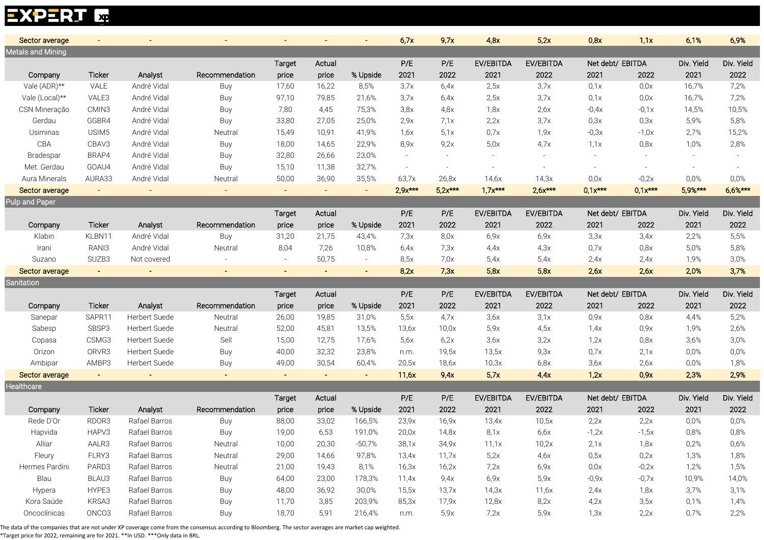| Sector average | - | - | - | - | - | - | 6,7x | 9,7x | 4,8x | 5,2x | 0,8x | 1,1x | 6,1% | 6,9% |
|---|---|---|---|---|---|---|---|---|---|---|---|---|---|---|

## Metals and Mining

| Company | Ticker | Analyst | Recommendation | Target price | Actual price | % Upside | P/E 2021 | P/E 2022 | EV/EBITDA 2021 | EV/EBITDA 2022 | Net debt/ EBITDA 2021 | Net debt/ EBITDA 2022 | Div. Yield 2021 | Div. Yield 2022 |
|---|---|---|---|---|---|---|---|---|---|---|---|---|---|---|
| Vale (ADR)** | VALE | André Vidal | Buy | 17,60 | 16,22 | 8,5% | 3,7x | 6,4x | 2,5x | 3,7x | 0,1x | 0,0x | 16,7% | 7,2% |
| Vale (Local)** | VALE3 | André Vidal | Buy | 97,10 | 79,85 | 21,6% | 3,7x | 6,4x | 2,5x | 3,7x | 0,1x | 0,0x | 16,7% | 7,2% |
| CSN Mineração | CMIN3 | André Vidal | Buy | 7,80 | 4,45 | 75,3% | 3,8x | 4,8x | 1,8x | 2,6x | -0,4x | -0,1x | 14,5% | 10,5% |
| Gerdau | GGBR4 | André Vidal | Buy | 33,80 | 27,05 | 25,0% | 2,9x | 7,1x | 2,2x | 3,7x | 0,3x | 0,3x | 5,9% | 5,8% |
| Usiminas | USIM5 | André Vidal | Neutral | 15,49 | 10,91 | 41,9% | 1,6x | 5,1x | 0,7x | 1,9x | -0,3x | -1,0x | 2,7% | 15,2% |
| CBA | CBAV3 | André Vidal | Buy | 18,00 | 14,65 | 22,9% | 8,9x | 9,2x | 5,0x | 4,7x | 1,1x | 0,8x | 1,0% | 2,8% |
| Bradespar | BRAP4 | André Vidal | Buy | 32,80 | 26,66 | 23,0% | - | - | - | - | - | - | - | - |
| Met. Gerdau | GOAU4 | André Vidal | Buy | 15,10 | 11,38 | 32,7% | - | - | - | - | - | - | - | - |
| Aura Minerals | AURA33 | André Vidal | Neutral | 50,00 | 36,90 | 35,5% | 63,7x | 26,8x | 14,6x | 14,3x | 0,0x | -0,2x | 0,0% | 0,0% |
| Sector average | - | - | - | - | - | - | 2,9x*** | 5,2x*** | 1,7x*** | 2,6x*** | 0,1x*** | 0,1x*** | 5,9%*** | 6,6%*** |

## Pulp and Paper

| Company | Ticker | Analyst | Recommendation | Target price | Actual price | % Upside | P/E 2021 | P/E 2022 | EV/EBITDA 2021 | EV/EBITDA 2022 | Net debt/ EBITDA 2021 | Net debt/ EBITDA 2022 | Div. Yield 2021 | Div. Yield 2022 |
|---|---|---|---|---|---|---|---|---|---|---|---|---|---|---|
| Klabin | KLBN11 | André Vidal | Buy | 31,20 | 21,75 | 43,4% | 7,3x | 8,0x | 6,9x | 6,9x | 3,3x | 3,4x | 2,2% | 5,5% |
| Irani | RANI3 | André Vidal | Neutral | 8,04 | 7,26 | 10,8% | 6,4x | 7,3x | 4,4x | 4,3x | 0,7x | 0,8x | 5,0% | 5,8% |
| Suzano | SUZB3 | Not covered | - | - | 50,75 | - | 8,5x | 7,0x | 5,4x | 5,4x | 2,4x | 2,4x | 1,9% | 3,0% |
| Sector average | - | - | - | - | - | - | 8,2x | 7,3x | 5,8x | 5,8x | 2,6x | 2,6x | 2,0% | 3,7% |

## Sanitation

| Company | Ticker | Analyst | Recommendation | Target price | Actual price | % Upside | P/E 2021 | P/E 2022 | EV/EBITDA 2021 | EV/EBITDA 2022 | Net debt/ EBITDA 2021 | Net debt/ EBITDA 2022 | Div. Yield 2021 | Div. Yield 2022 |
|---|---|---|---|---|---|---|---|---|---|---|---|---|---|---|
| Sanepar | SAPR11 | Herbert Suede | Neutral | 26,00 | 19,85 | 31,0% | 5,5x | 4,7x | 3,6x | 3,1x | 0,9x | 0,8x | 4,4% | 5,2% |
| Sabesp | SBSP3 | Herbert Suede | Neutral | 52,00 | 45,81 | 13,5% | 13,6x | 10,0x | 5,9x | 4,5x | 1,4x | 0,9x | 1,9% | 2,6% |
| Copasa | CSMG3 | Herbert Suede | Sell | 15,00 | 12,75 | 17,6% | 5,6x | 6,2x | 3,6x | 3,2x | 1,2x | 0,8x | 3,6% | 3,0% |
| Orizon | ORVR3 | Herbert Suede | Buy | 40,00 | 32,32 | 23,8% | n.m. | 19,5x | 13,5x | 9,3x | 0,7x | 2,1x | 0,0% | 0,0% |
| Ambipar | AMBP3 | Herbert Suede | Buy | 49,00 | 30,54 | 60,4% | 20,5x | 18,6x | 10,3x | 6,8x | 3,6x | 2,6x | 0,0% | 1,8% |
| Sector average | - | - | - | - | - | - | 11,6x | 9,4x | 5,7x | 4,4x | 1,2x | 0,9x | 2,3% | 2,9% |

## Healthcare

| Company | Ticker | Analyst | Recommendation | Target price | Actual price | % Upside | P/E 2021 | P/E 2022 | EV/EBITDA 2021 | EV/EBITDA 2022 | Net debt/ EBITDA 2021 | Net debt/ EBITDA 2022 | Div. Yield 2021 | Div. Yield 2022 |
|---|---|---|---|---|---|---|---|---|---|---|---|---|---|---|
| Rede D'Or | RDOR3 | Rafael Barros | Buy | 88,00 | 33,02 | 166,5% | 23,9x | 16,9x | 13,4x | 10,5x | 2,2x | 2,2x | 0,0% | 0,0% |
| Hapvida | HAPV3 | Rafael Barros | Buy | 19,00 | 6,53 | 191,0% | 20,0x | 14,8x | 8,1x | 6,6x | -1,2x | -1,5x | 0,8% | 0,8% |
| Alliar | AALR3 | Rafael Barros | Neutral | 10,00 | 20,30 | -50,7% | 38,1x | 34,9x | 11,1x | 10,2x | 2,1x | 1,8x | 0,2% | 0,6% |
| Fleury | FLRY3 | Rafael Barros | Neutral | 29,00 | 14,66 | 97,8% | 13,4x | 11,7x | 5,2x | 4,6x | 0,5x | 0,2x | 1,3% | 1,8% |
| Hermes Pardini | PARD3 | Rafael Barros | Neutral | 21,00 | 19,43 | 8,1% | 16,3x | 16,2x | 7,2x | 6,9x | 0,0x | -0,2x | 1,2% | 1,5% |
| Blau | BLAU3 | Rafael Barros | Buy | 64,00 | 23,00 | 178,3% | 11,4x | 9,4x | 6,9x | 5,9x | -0,9x | -0,7x | 10,9% | 14,0% |
| Hypera | HYPE3 | Rafael Barros | Buy | 48,00 | 36,92 | 30,0% | 15,5x | 13,7x | 14,3x | 11,6x | 2,4x | 1,8x | 3,7% | 3,1% |
| Kora Saúde | KRSA3 | Rafael Barros | Buy | 11,70 | 3,85 | 203,9% | 85,3x | 17,9x | 12,8x | 8,2x | 4,2x | 3,5x | 0,1% | 1,4% |
| Oncoclínicas | ONCO3 | Rafael Barros | Buy | 18,70 | 5,91 | 216,4% | n.m. | 5,9x | 7,2x | 5,9x | 1,3x | 2,2x | 0,7% | 2,2% |

The data of the companies that are not under XP coverage come from the consensus according to Bloomberg. The sector averages are market cap weighted.
*Target price for 2022, remaining are for 2021. **In USD. ***Only data in BRL.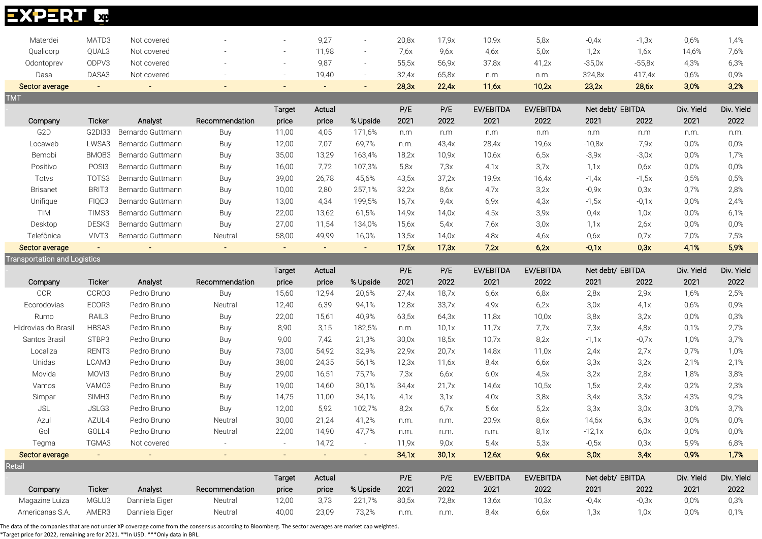| Company | Ticker | Analyst | Recommendation | Target price | Actual price | % Upside | P/E 2021 | P/E 2022 | EV/EBITDA 2021 | EV/EBITDA 2022 | Net debt/ EBITDA 2021 | Net debt/ EBITDA 2022 | Div. Yield 2021 | Div. Yield 2022 |
|---|---|---|---|---|---|---|---|---|---|---|---|---|---|---|
| Materdei | MATD3 | Not covered | - | - | 9,27 | - | 20,8x | 17,9x | 10,9x | 5,8x | -0,4x | -1,3x | 0,6% | 1,4% |
| Qualicorp | QUAL3 | Not covered | - | - | 11,98 | - | 7,6x | 9,6x | 4,6x | 5,0x | 1,2x | 1,6x | 14,6% | 7,6% |
| Odontoprev | ODPV3 | Not covered | - | - | 9,87 | - | 55,5x | 56,9x | 37,8x | 41,2x | -35,0x | -55,8x | 4,3% | 6,3% |
| Dasa | DASA3 | Not covered | - | - | 19,40 | - | 32,4x | 65,8x | n.m | n.m. | 324,8x | 417,4x | 0,6% | 0,9% |
| Sector average | - | - | - | - | - | - | 28,3x | 22,4x | 11,6x | 10,2x | 23,2x | 28,6x | 3,0% | 3,2% |

## TMT

| Company | Ticker | Analyst | Recommendation | Target price | Actual price | % Upside | P/E 2021 | P/E 2022 | EV/EBITDA 2021 | EV/EBITDA 2022 | Net debt/ EBITDA 2021 | Net debt/ EBITDA 2022 | Div. Yield 2021 | Div. Yield 2022 |
|---|---|---|---|---|---|---|---|---|---|---|---|---|---|---|
| G2D | G2DI33 | Bernardo Guttmann | Buy | 11,00 | 4,05 | 171,6% | n.m | n.m | n.m | n.m | n.m | n.m | n.m. | n.m. |
| Locaweb | LWSA3 | Bernardo Guttmann | Buy | 12,00 | 7,07 | 69,7% | n.m. | 43,4x | 28,4x | 19,6x | -10,8x | -7,9x | 0,0% | 0,0% |
| Bemobi | BMOB3 | Bernardo Guttmann | Buy | 35,00 | 13,29 | 163,4% | 18,2x | 10,9x | 10,6x | 6,5x | -3,9x | -3,0x | 0,0% | 1,7% |
| Positivo | POSI3 | Bernardo Guttmann | Buy | 16,00 | 7,72 | 107,3% | 5,8x | 7,3x | 4,1x | 3,7x | 1,1x | 0,6x | 0,0% | 0,0% |
| Totvs | TOTS3 | Bernardo Guttmann | Buy | 39,00 | 26,78 | 45,6% | 43,5x | 37,2x | 19,9x | 16,4x | -1,4x | -1,5x | 0,5% | 0,5% |
| Brisanet | BRIT3 | Bernardo Guttmann | Buy | 10,00 | 2,80 | 257,1% | 32,2x | 8,6x | 4,7x | 3,2x | -0,9x | 0,3x | 0,7% | 2,8% |
| Unifique | FIQE3 | Bernardo Guttmann | Buy | 13,00 | 4,34 | 199,5% | 16,7x | 9,4x | 6,9x | 4,3x | -1,5x | -0,1x | 0,0% | 2,4% |
| TIM | TIMS3 | Bernardo Guttmann | Buy | 22,00 | 13,62 | 61,5% | 14,9x | 14,0x | 4,5x | 3,9x | 0,4x | 1,0x | 0,0% | 6,1% |
| Desktop | DESK3 | Bernardo Guttmann | Buy | 27,00 | 11,54 | 134,0% | 15,6x | 5,4x | 7,6x | 3,0x | 1,1x | 2,6x | 0,0% | 0,0% |
| Telefônica | VIVT3 | Bernardo Guttmann | Neutral | 58,00 | 49,99 | 16,0% | 13,5x | 14,0x | 4,8x | 4,6x | 0,6x | 0,7x | 7,0% | 7,5% |
| Sector average | - | - | - | - | - | - | 17,5x | 17,3x | 7,2x | 6,2x | -0,1x | 0,3x | 4,1% | 5,9% |

## Transportation and Logistics

| Company | Ticker | Analyst | Recommendation | Target price | Actual price | % Upside | P/E 2021 | P/E 2022 | EV/EBITDA 2021 | EV/EBITDA 2022 | Net debt/ EBITDA 2021 | Net debt/ EBITDA 2022 | Div. Yield 2021 | Div. Yield 2022 |
|---|---|---|---|---|---|---|---|---|---|---|---|---|---|---|
| CCR | CCRO3 | Pedro Bruno | Buy | 15,60 | 12,94 | 20,6% | 27,4x | 18,7x | 6,6x | 6,8x | 2,8x | 2,9x | 1,6% | 2,5% |
| Ecorodovias | ECOR3 | Pedro Bruno | Neutral | 12,40 | 6,39 | 94,1% | 12,8x | 33,7x | 4,9x | 6,2x | 3,0x | 4,1x | 0,6% | 0,9% |
| Rumo | RAIL3 | Pedro Bruno | Buy | 22,00 | 15,61 | 40,9% | 63,5x | 64,3x | 11,8x | 10,0x | 3,8x | 3,2x | 0,0% | 0,3% |
| Hidrovias do Brasil | HBSA3 | Pedro Bruno | Buy | 8,90 | 3,15 | 182,5% | n.m. | 10,1x | 11,7x | 7,7x | 7,3x | 4,8x | 0,1% | 2,7% |
| Santos Brasil | STBP3 | Pedro Bruno | Buy | 9,00 | 7,42 | 21,3% | 30,0x | 18,5x | 10,7x | 8,2x | -1,1x | -0,7x | 1,0% | 3,7% |
| Localiza | RENT3 | Pedro Bruno | Buy | 73,00 | 54,92 | 32,9% | 22,9x | 20,7x | 14,8x | 11,0x | 2,4x | 2,7x | 0,7% | 1,0% |
| Unidas | LCAM3 | Pedro Bruno | Buy | 38,00 | 24,35 | 56,1% | 12,3x | 11,6x | 8,4x | 6,6x | 3,3x | 3,2x | 2,1% | 2,1% |
| Movida | MOVI3 | Pedro Bruno | Buy | 29,00 | 16,51 | 75,7% | 7,3x | 6,6x | 6,0x | 4,5x | 3,2x | 2,8x | 1,8% | 3,8% |
| Vamos | VAMO3 | Pedro Bruno | Buy | 19,00 | 14,60 | 30,1% | 34,4x | 21,7x | 14,6x | 10,5x | 1,5x | 2,4x | 0,2% | 2,3% |
| Simpar | SIMH3 | Pedro Bruno | Buy | 14,75 | 11,00 | 34,1% | 4,1x | 3,1x | 4,0x | 3,8x | 3,4x | 3,3x | 4,3% | 9,2% |
| JSL | JSLG3 | Pedro Bruno | Buy | 12,00 | 5,92 | 102,7% | 8,2x | 6,7x | 5,6x | 5,2x | 3,3x | 3,0x | 3,0% | 3,7% |
| Azul | AZUL4 | Pedro Bruno | Neutral | 30,00 | 21,24 | 41,2% | n.m. | n.m. | 20,9x | 8,6x | 14,6x | 6,3x | 0,0% | 0,0% |
| Gol | GOLL4 | Pedro Bruno | Neutral | 22,00 | 14,90 | 47,7% | n.m. | n.m. | n.m. | 8,1x | -12,1x | 6,0x | 0,0% | 0,0% |
| Tegma | TGMA3 | Not covered | - | - | 14,72 | - | 11,9x | 9,0x | 5,4x | 5,3x | -0,5x | 0,3x | 5,9% | 6,8% |
| Sector average | - | - | - | - | - | - | 34,1x | 30,1x | 12,6x | 9,6x | 3,0x | 3,4x | 0,9% | 1,7% |

## Retail

| Company | Ticker | Analyst | Recommendation | Target price | Actual price | % Upside | P/E 2021 | P/E 2022 | EV/EBITDA 2021 | EV/EBITDA 2022 | Net debt/ EBITDA 2021 | Net debt/ EBITDA 2022 | Div. Yield 2021 | Div. Yield 2022 |
|---|---|---|---|---|---|---|---|---|---|---|---|---|---|---|
| Magazine Luiza | MGLU3 | Danniela Eiger | Neutral | 12,00 | 3,73 | 221,7% | 80,5x | 72,8x | 13,6x | 10,3x | -0,4x | -0,3x | 0,0% | 0,3% |
| Americanas S.A. | AMER3 | Danniela Eiger | Neutral | 40,00 | 23,09 | 73,2% | n.m. | n.m. | 8,4x | 6,6x | 1,3x | 1,0x | 0,0% | 0,1% |

The data of the companies that are not under XP coverage come from the consensus according to Bloomberg. The sector averages are market cap weighted.
*Target price for 2022, remaining are for 2021. **In USD. ***Only data in BRL.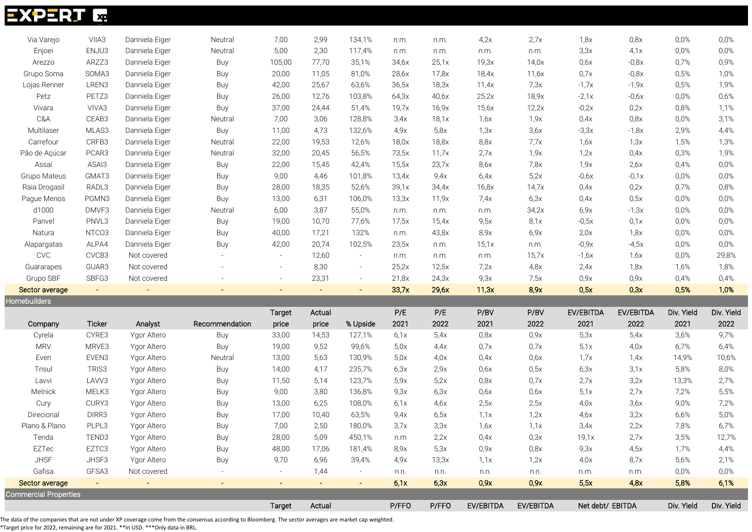| Company | Ticker | Analyst | Recommendation | Target price | Actual price | % Upside | P/E 2021 | P/E 2022 | P/BV 2021 | P/BV 2022 | EV/EBITDA 2021 | EV/EBITDA 2022 | Div. Yield 2021 | Div. Yield 2022 |
|---|---|---|---|---|---|---|---|---|---|---|---|---|---|---|
| Via Varejo | VIIA3 | Danniela Eiger | Neutral | 7,00 | 2,99 | 134,1% | n.m. | n.m. | 4,2x | 2,7x | 1,8x | 0,8x | 0,0% | 0,0% |
| Enjoei | ENJU3 | Danniela Eiger | Neutral | 5,00 | 2,30 | 117,4% | n.m. | n.m. | n.m. | n.m. | 3,3x | 4,1x | 0,0% | 0,0% |
| Arezzo | ARZZ3 | Danniela Eiger | Buy | 105,00 | 77,70 | 35,1% | 34,6x | 25,1x | 19,3x | 14,0x | 0,6x | -0,8x | 0,7% | 0,9% |
| Grupo Soma | SOMA3 | Danniela Eiger | Buy | 20,00 | 11,05 | 81,0% | 28,6x | 17,8x | 18,4x | 11,6x | 0,7x | -0,8x | 0,5% | 1,0% |
| Lojas Renner | LREN3 | Danniela Eiger | Buy | 42,00 | 25,67 | 63,6% | 36,5x | 18,3x | 11,4x | 7,3x | -1,7x | -1,9x | 0,5% | 1,9% |
| Petz | PETZ3 | Danniela Eiger | Buy | 26,00 | 12,76 | 103,8% | 64,3x | 40,6x | 25,2x | 18,9x | -2,1x | -0,6x | 0,0% | 0,6% |
| Vivara | VIVA3 | Danniela Eiger | Buy | 37,00 | 24,44 | 51,4% | 19,7x | 16,9x | 15,6x | 12,2x | -0,2x | 0,2x | 0,8% | 1,1% |
| C&A | CEAB3 | Danniela Eiger | Neutral | 7,00 | 3,06 | 128,8% | 3,4x | 18,1x | 1,6x | 1,9x | 0,4x | 0,8x | 0,0% | 3,1% |
| Multilaser | MLAS3 | Danniela Eiger | Buy | 11,00 | 4,73 | 132,6% | 4,9x | 5,8x | 1,3x | 3,6x | -3,3x | -1,8x | 2,9% | 4,4% |
| Carrefour | CRFB3 | Danniela Eiger | Neutral | 22,00 | 19,53 | 12,6% | 18,0x | 18,8x | 8,8x | 7,7x | 1,6x | 1,3x | 1,5% | 1,3% |
| Pão de Açúcar | PCAR3 | Danniela Eiger | Neutral | 32,00 | 20,45 | 56,5% | 73,5x | 11,7x | 2,7x | 1,9x | 1,2x | 0,4x | 0,3% | 1,9% |
| Assaí | ASAI3 | Danniela Eiger | Buy | 22,00 | 15,45 | 42,4% | 15,5x | 23,7x | 8,6x | 7,8x | 1,9x | 2,6x | 0,4% | 0,0% |
| Grupo Mateus | GMAT3 | Danniela Eiger | Buy | 9,00 | 4,46 | 101,8% | 13,4x | 9,4x | 6,4x | 5,2x | -0,6x | -0,1x | 0,0% | 0,0% |
| Raia Drogasil | RADL3 | Danniela Eiger | Buy | 28,00 | 18,35 | 52,6% | 39,1x | 34,4x | 16,8x | 14,7x | 0,4x | 0,2x | 0,7% | 0,8% |
| Pague Menos | PGMN3 | Danniela Eiger | Buy | 13,00 | 6,31 | 106,0% | 13,3x | 11,9x | 7,4x | 6,3x | 0,4x | 0,5x | 0,0% | 0,0% |
| d1000 | DMVF3 | Danniela Eiger | Neutral | 6,00 | 3,87 | 55,0% | n.m. | n.m. | n.m. | 34,2x | 6,9x | -1,3x | 0,0% | 0,0% |
| Panvel | PNVL3 | Danniela Eiger | Buy | 19,00 | 10,70 | 77,6% | 17,5x | 15,4x | 9,5x | 8,1x | -0,5x | 0,1x | 0,0% | 0,0% |
| Natura | NTCO3 | Danniela Eiger | Buy | 40,00 | 17,21 | 132% | n.m. | 43,8x | 8,9x | 6,9x | 2,0x | 1,8x | 0,0% | 0,0% |
| Alapargatas | ALPA4 | Danniela Eiger | Buy | 42,00 | 20,74 | 102,5% | 23,5x | n.m. | 15,1x | n.m. | -0,9x | -4,5x | 0,0% | 0,0% |
| CVC | CVCB3 | Not covered | - | - | 12,60 | - | n.m. | n.m. | n.m. | 15,7x | -1,6x | 1,6x | 0,0% | 29,8% |
| Guararapes | GUAR3 | Not covered | - | - | 8,30 | - | 25,2x | 12,5x | 7,2x | 4,8x | 2,4x | 1,8x | 1,6% | 1,8% |
| Grupo SBF | SBFG3 | Not covered | - | - | 23,31 | - | 21,8x | 24,3x | 9,3x | 7,5x | 0,9x | 0,9x | 0,4% | 0,4% |
| **Sector average** | - | - | - | - | - | - | **33,7x** | **29,6x** | **11,3x** | **8,9x** | **0,5x** | **0,3x** | **0,5%** | **1,0%** |

## Homebuilders

| Company | Ticker | Analyst | Recommendation | Target price | Actual price | % Upside | P/E 2021 | P/E 2022 | P/BV 2021 | P/BV 2022 | EV/EBITDA 2021 | EV/EBITDA 2022 | Div. Yield 2021 | Div. Yield 2022 |
|---|---|---|---|---|---|---|---|---|---|---|---|---|---|---|
| Cyrela | CYRE3 | Ygor Altero | Buy | 33,00 | 14,53 | 127,1% | 6,1x | 5,4x | 0,8x | 0,9x | 5,3x | 5,4x | 3,6% | 9,7% |
| MRV | MRVE3 | Ygor Altero | Buy | 19,00 | 9,52 | 99,6% | 5,0x | 4,4x | 0,7x | 0,7x | 5,1x | 4,0x | 6,7% | 6,4% |
| Even | EVEN3 | Ygor Altero | Neutral | 13,00 | 5,63 | 130,9% | 5,0x | 4,0x | 0,4x | 0,6x | 1,7x | 1,4x | 14,9% | 10,6% |
| Trisul | TRIS3 | Ygor Altero | Buy | 14,00 | 4,17 | 235,7% | 6,3x | 2,9x | 0,6x | 0,5x | 6,3x | 3,1x | 5,8% | 8,0% |
| Lavvi | LAVV3 | Ygor Altero | Buy | 11,50 | 5,14 | 123,7% | 5,9x | 5,2x | 0,8x | 0,7x | 2,7x | 3,2x | 13,3% | 2,7% |
| Melnick | MELK3 | Ygor Altero | Buy | 9,00 | 3,80 | 136,8% | 9,3x | 6,3x | 0,6x | 0,6x | 5,1x | 2,7x | 7,2% | 5,5% |
| Cury | CURY3 | Ygor Altero | Buy | 13,00 | 6,25 | 108,0% | 6,1x | 4,6x | 2,5x | 2,5x | 4,0x | 3,6x | 9,0% | 7,2% |
| Direcional | DIRR3 | Ygor Altero | Buy | 17,00 | 10,40 | 63,5% | 9,4x | 6,5x | 1,1x | 1,2x | 4,6x | 3,2x | 6,6% | 5,0% |
| Plano & Plano | PLPL3 | Ygor Altero | Buy | 7,00 | 2,50 | 180,0% | 3,7x | 3,3x | 1,6x | 1,1x | 3,4x | 2,2x | 7,8% | 6,7% |
| Tenda | TEND3 | Ygor Altero | Buy | 28,00 | 5,09 | 450,1% | n.m | 2,2x | 0,4x | 0,3x | 19,1x | 2,7x | 3,5% | 12,7% |
| EZTec | EZTC3 | Ygor Altero | Buy | 48,00 | 17,06 | 181,4% | 8,9x | 5,3x | 0,9x | 0,8x | 9,3x | 4,5x | 1,7% | 4,4% |
| JHSF | JHSF3 | Ygor Altero | Buy | 9,70 | 6,96 | 39,4% | 4,9x | 13,3x | 1,1x | 1,2x | 4,0x | 8,7x | 5,6% | 2,1% |
| Gafisa | GFSA3 | Not covered | - | - | 1,44 | - | n.n. | n.n. | n.n. | n.n. | n.m. | n.m. | 0,0% | 0,0% |
| **Sector average** | - | - | - | - | - | - | **6,1x** | **6,3x** | **0,9x** | **0,9x** | **5,5x** | **4,8x** | **5,8%** | **6,1%** |

## Commercial Properties

| | | | | Target | Actual | | P/FFO | P/FFO | EV/EBITDA | EV/EBITDA | Net debt/ EBITDA | | Div. Yield | Div. Yield |
|---|---|---|---|---|---|---|---|---|---|---|---|---|---|---|

The data of the companies that are not under XP coverage come from the consensus according to Bloomberg. The sector averages are market cap weighted.
*Target price for 2022, remaining are for 2021. **In USD. ***Only data in BRL.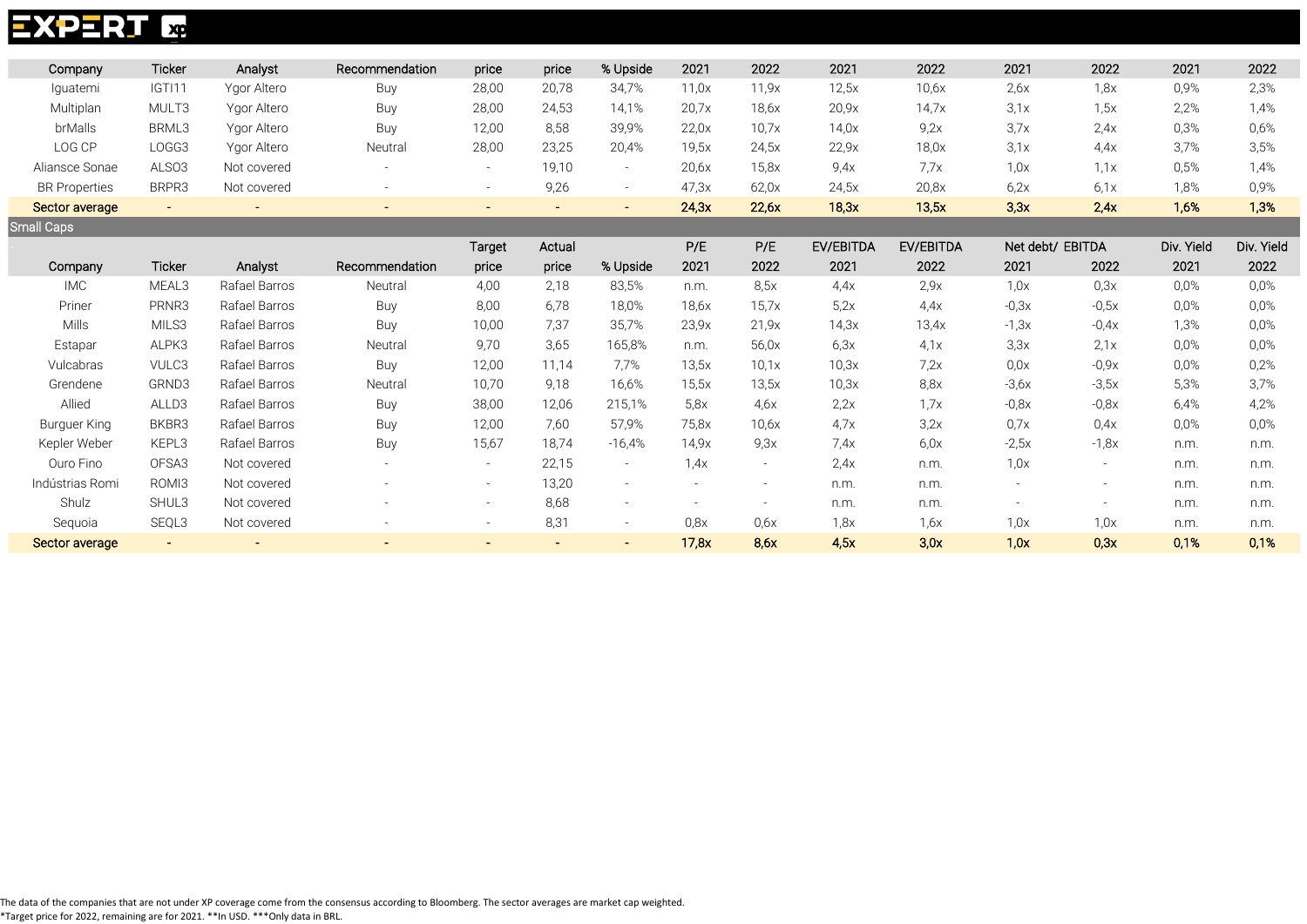| Company | Ticker | Analyst | Recommendation | price | price | % Upside | 2021 | 2022 | 2021 | 2022 | 2021 | 2022 | 2021 | 2022 |
|---|---|---|---|---|---|---|---|---|---|---|---|---|---|---|
| Iguatemi | IGTI11 | Ygor Altero | Buy | 28,00 | 20,78 | 34,7% | 11,0x | 11,9x | 12,5x | 10,6x | 2,6x | 1,8x | 0,9% | 2,3% |
| Multiplan | MULT3 | Ygor Altero | Buy | 28,00 | 24,53 | 14,1% | 20,7x | 18,6x | 20,9x | 14,7x | 3,1x | 1,5x | 2,2% | 1,4% |
| brMalls | BRML3 | Ygor Altero | Buy | 12,00 | 8,58 | 39,9% | 22,0x | 10,7x | 14,0x | 9,2x | 3,7x | 2,4x | 0,3% | 0,6% |
| LOG CP | LOGG3 | Ygor Altero | Neutral | 28,00 | 23,25 | 20,4% | 19,5x | 24,5x | 22,9x | 18,0x | 3,1x | 4,4x | 3,7% | 3,5% |
| Aliansce Sonae | ALSO3 | Not covered | - | - | 19,10 | - | 20,6x | 15,8x | 9,4x | 7,7x | 1,0x | 1,1x | 0,5% | 1,4% |
| BR Properties | BRPR3 | Not covered | - | - | 9,26 | - | 47,3x | 62,0x | 24,5x | 20,8x | 6,2x | 6,1x | 1,8% | 0,9% |
| **Sector average** | **-** | **-** | **-** | **-** | **-** | **-** | **24,3x** | **22,6x** | **18,3x** | **13,5x** | **3,3x** | **2,4x** | **1,6%** | **1,3%** |

**Small Caps**

| | | | | Target | Actual | | P/E | P/E | EV/EBITDA | EV/EBITDA | Net debt/ EBITDA | | Div. Yield | Div. Yield |
|---|---|---|---|---|---|---|---|---|---|---|---|---|---|---|
| **Company** | **Ticker** | **Analyst** | **Recommendation** | **price** | **price** | **% Upside** | **2021** | **2022** | **2021** | **2022** | **2021** | **2022** | **2021** | **2022** |
| IMC | MEAL3 | Rafael Barros | Neutral | 4,00 | 2,18 | 83,5% | n.m. | 8,5x | 4,4x | 2,9x | 1,0x | 0,3x | 0,0% | 0,0% |
| Priner | PRNR3 | Rafael Barros | Buy | 8,00 | 6,78 | 18,0% | 18,6x | 15,7x | 5,2x | 4,4x | -0,3x | -0,5x | 0,0% | 0,0% |
| Mills | MILS3 | Rafael Barros | Buy | 10,00 | 7,37 | 35,7% | 23,9x | 21,9x | 14,3x | 13,4x | -1,3x | -0,4x | 1,3% | 0,0% |
| Estapar | ALPK3 | Rafael Barros | Neutral | 9,70 | 3,65 | 165,8% | n.m. | 56,0x | 6,3x | 4,1x | 3,3x | 2,1x | 0,0% | 0,0% |
| Vulcabras | VULC3 | Rafael Barros | Buy | 12,00 | 11,14 | 7,7% | 13,5x | 10,1x | 10,3x | 7,2x | 0,0x | -0,9x | 0,0% | 0,2% |
| Grendene | GRND3 | Rafael Barros | Neutral | 10,70 | 9,18 | 16,6% | 15,5x | 13,5x | 10,3x | 8,8x | -3,6x | -3,5x | 5,3% | 3,7% |
| Allied | ALLD3 | Rafael Barros | Buy | 38,00 | 12,06 | 215,1% | 5,8x | 4,6x | 2,2x | 1,7x | -0,8x | -0,8x | 6,4% | 4,2% |
| Burguer King | BKBR3 | Rafael Barros | Buy | 12,00 | 7,60 | 57,9% | 75,8x | 10,6x | 4,7x | 3,2x | 0,7x | 0,4x | 0,0% | 0,0% |
| Kepler Weber | KEPL3 | Rafael Barros | Buy | 15,67 | 18,74 | -16,4% | 14,9x | 9,3x | 7,4x | 6,0x | -2,5x | -1,8x | n.m. | n.m. |
| Ouro Fino | OFSA3 | Not covered | - | - | 22,15 | - | 1,4x | - | 2,4x | n.m. | 1,0x | - | n.m. | n.m. |
| Indústrias Romi | ROMI3 | Not covered | - | - | 13,20 | - | - | - | n.m. | n.m. | - | - | n.m. | n.m. |
| Shulz | SHUL3 | Not covered | - | - | 8,68 | - | - | - | n.m. | n.m. | - | - | n.m. | n.m. |
| Sequoia | SEQL3 | Not covered | - | - | 8,31 | - | 0,8x | 0,6x | 1,8x | 1,6x | 1,0x | 1,0x | n.m. | n.m. |
| **Sector average** | **-** | **-** | **-** | **-** | **-** | **-** | **17,8x** | **8,6x** | **4,5x** | **3,0x** | **1,0x** | **0,3x** | **0,1%** | **0,1%** |

The data of the companies that are not under XP coverage come from the consensus according to Bloomberg. The sector averages are market cap weighted.
*Target price for 2022, remaining are for 2021. **In USD. ***Only data in BRL.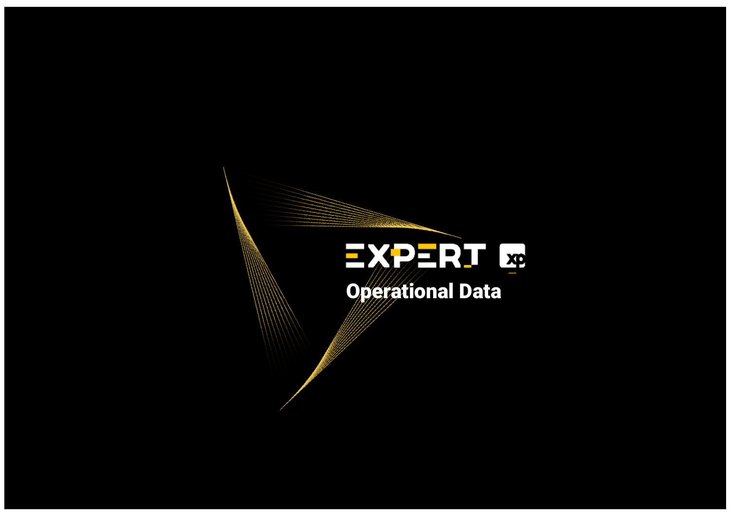# Operational Data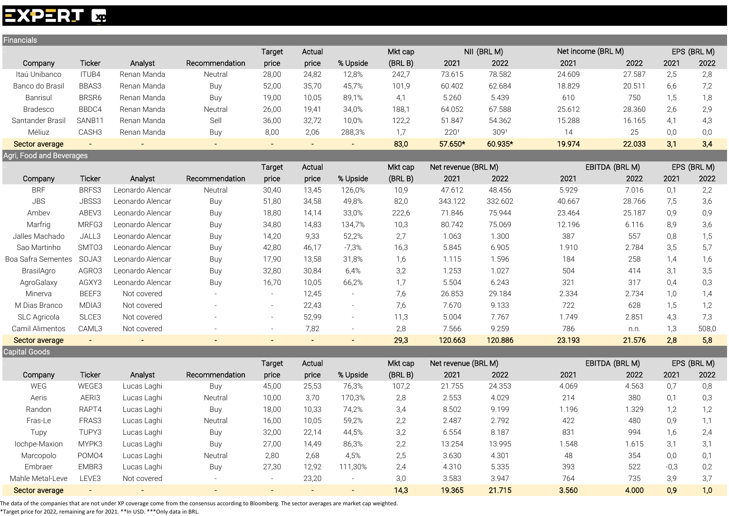## Financials

| Company | Ticker | Analyst | Recommendation | Target price | Actual price | % Upside | Mkt cap (BRL B) | NII (BRL M) 2021 | NII (BRL M) 2022 | Net income (BRL M) 2021 | Net income (BRL M) 2022 | EPS (BRL M) 2021 | EPS (BRL M) 2022 |
|---|---|---|---|---|---|---|---|---|---|---|---|---|---|
| Itaú Unibanco | ITUB4 | Renan Manda | Neutral | 28,00 | 24,82 | 12,8% | 242,7 | 73.615 | 78.582 | 24.609 | 27.587 | 2,5 | 2,8 |
| Banco do Brasil | BBAS3 | Renan Manda | Buy | 52,00 | 35,70 | 45,7% | 101,9 | 60.402 | 62.684 | 18.829 | 20.511 | 6,6 | 7,2 |
| Banrisul | BRSR6 | Renan Manda | Buy | 19,00 | 10,05 | 89,1% | 4,1 | 5.260 | 5.439 | 610 | 750 | 1,5 | 1,8 |
| Bradesco | BBDC4 | Renan Manda | Neutral | 26,00 | 19,41 | 34,0% | 188,1 | 64.052 | 67.588 | 25.612 | 28.360 | 2,6 | 2,9 |
| Santander Brasil | SANB11 | Renan Manda | Sell | 36,00 | 32,72 | 10,0% | 122,2 | 51.847 | 54.362 | 15.288 | 16.165 | 4,1 | 4,3 |
| Méliuz | CASH3 | Renan Manda | Buy | 8,00 | 2,06 | 288,3% | 1,7 | 220[1] | 309[1] | 14 | 25 | 0,0 | 0,0 |
| **Sector average** | - | - | - | - | - | - | **83,0** | **57.650*** | **60.935*** | **19.974** | **22.033** | **3,1** | **3,4** |

## Agri, Food and Beverages

| Company | Ticker | Analyst | Recommendation | Target price | Actual price | % Upside | Mkt cap (BRL B) | Net revenue (BRL M) 2021 | Net revenue (BRL M) 2022 | EBITDA (BRL M) 2021 | EBITDA (BRL M) 2022 | EPS (BRL M) 2021 | EPS (BRL M) 2022 |
|---|---|---|---|---|---|---|---|---|---|---|---|---|---|
| BRF | BRFS3 | Leonardo Alencar | Neutral | 30,40 | 13,45 | 126,0% | 10,9 | 47.612 | 48.456 | 5.929 | 7.016 | 0,1 | 2,2 |
| JBS | JBSS3 | Leonardo Alencar | Buy | 51,80 | 34,58 | 49,8% | 82,0 | 343.122 | 332.602 | 40.667 | 28.766 | 7,5 | 3,6 |
| Ambev | ABEV3 | Leonardo Alencar | Buy | 18,80 | 14,14 | 33,0% | 222,6 | 71.846 | 75.944 | 23.464 | 25.187 | 0,9 | 0,9 |
| Marfrig | MRFG3 | Leonardo Alencar | Buy | 34,80 | 14,83 | 134,7% | 10,3 | 80.742 | 75.069 | 12.196 | 6.116 | 8,9 | 3,6 |
| Jalles Machado | JALL3 | Leonardo Alencar | Buy | 14,20 | 9,33 | 52,2% | 2,7 | 1.063 | 1.300 | 387 | 557 | 0,8 | 1,5 |
| Sao Martinho | SMTO3 | Leonardo Alencar | Buy | 42,80 | 46,17 | -7,3% | 16,3 | 5.845 | 6.905 | 1.910 | 2.784 | 3,5 | 5,7 |
| Boa Safra Sementes | SOJA3 | Leonardo Alencar | Buy | 17,90 | 13,58 | 31,8% | 1,6 | 1.115 | 1.596 | 184 | 258 | 1,4 | 1,6 |
| BrasilAgro | AGRO3 | Leonardo Alencar | Buy | 32,80 | 30,84 | 6,4% | 3,2 | 1.253 | 1.027 | 504 | 414 | 3,1 | 3,5 |
| AgroGalaxy | AGXY3 | Leonardo Alencar | Buy | 16,70 | 10,05 | 66,2% | 1,7 | 5.504 | 6.243 | 321 | 317 | 0,4 | 0,3 |
| Minerva | BEEF3 | Not covered | - | - | 12,45 | - | 7,6 | 26.853 | 29.184 | 2.334 | 2.734 | 1,0 | 1,4 |
| M Dias Branco | MDIA3 | Not covered | - | - | 22,43 | - | 7,6 | 7.670 | 9.133 | 722 | 628 | 1,5 | 1,2 |
| SLC Agricola | SLCE3 | Not covered | - | - | 52,99 | - | 11,3 | 5.004 | 7.767 | 1.749 | 2.851 | 4,3 | 7,3 |
| Camil Alimentos | CAML3 | Not covered | - | - | 7,82 | - | 2,8 | 7.566 | 9.259 | 786 | n.n. | 1,3 | 508,0 |
| **Sector average** | - | - | - | - | - | - | **29,3** | **120.663** | **120.886** | **23.193** | **21.576** | **2,8** | **5,8** |

## Capital Goods

| Company | Ticker | Analyst | Recommendation | Target price | Actual price | % Upside | Mkt cap (BRL B) | Net revenue (BRL M) 2021 | Net revenue (BRL M) 2022 | EBITDA (BRL M) 2021 | EBITDA (BRL M) 2022 | EPS (BRL M) 2021 | EPS (BRL M) 2022 |
|---|---|---|---|---|---|---|---|---|---|---|---|---|---|
| WEG | WEGE3 | Lucas Laghi | Buy | 45,00 | 25,53 | 76,3% | 107,2 | 21.755 | 24.353 | 4.069 | 4.563 | 0,7 | 0,8 |
| Aeris | AERI3 | Lucas Laghi | Neutral | 10,00 | 3,70 | 170,3% | 2,8 | 2.553 | 4.029 | 214 | 380 | 0,1 | 0,3 |
| Randon | RAPT4 | Lucas Laghi | Buy | 18,00 | 10,33 | 74,2% | 3,4 | 8.502 | 9.199 | 1.196 | 1.329 | 1,2 | 1,2 |
| Fras-Le | FRAS3 | Lucas Laghi | Neutral | 16,00 | 10,05 | 59,2% | 2,2 | 2.487 | 2.792 | 422 | 480 | 0,9 | 1,1 |
| Tupy | TUPY3 | Lucas Laghi | Buy | 32,00 | 22,14 | 44,5% | 3,2 | 6.554 | 8.187 | 831 | 994 | 1,6 | 2,4 |
| Iochpe-Maxion | MYPK3 | Lucas Laghi | Buy | 27,00 | 14,49 | 86,3% | 2,2 | 13.254 | 13.995 | 1.548 | 1.615 | 3,1 | 3,1 |
| Marcopolo | POMO4 | Lucas Laghi | Neutral | 2,80 | 2,68 | 4,5% | 2,5 | 3.630 | 4.301 | 48 | 354 | 0,0 | 0,1 |
| Embraer | EMBR3 | Lucas Laghi | Buy | 27,30 | 12,92 | 111,30% | 2,4 | 4.310 | 5.335 | 393 | 522 | -0,3 | 0,2 |
| Mahle Metal-Leve | LEVE3 | Not covered | - | - | 23,20 | - | 3,0 | 3.583 | 3.947 | 764 | 735 | 3,9 | 3,7 |
| **Sector average** | - | - | - | - | - | - | **14,3** | **19.365** | **21.715** | **3.560** | **4.000** | **0,9** | **1,0** |

The data of the companies that are not under XP coverage come from the consensus according to Bloomberg. The sector averages are market cap weighted.
*Target price for 2022, remaining are for 2021. **In USD. ***Only data in BRL.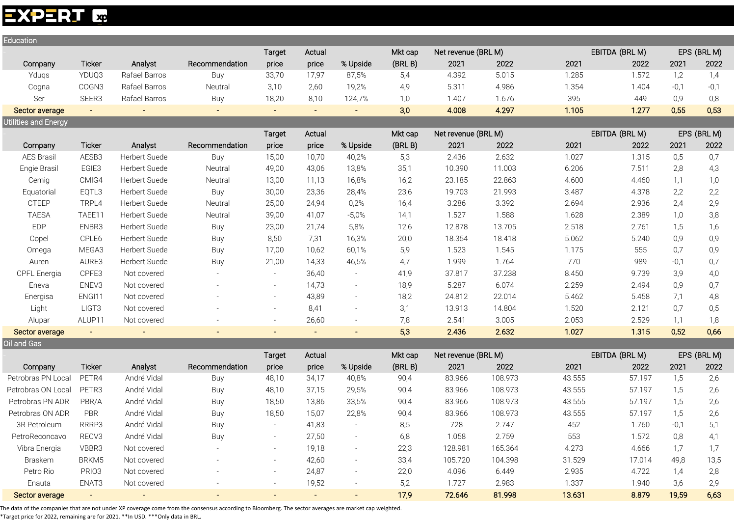## Education

| Company | Ticker | Analyst | Recommendation | Target price | Actual price | % Upside | Mkt cap (BRL B) | Net revenue (BRL M) 2021 | Net revenue (BRL M) 2022 | EBITDA (BRL M) 2021 | EBITDA (BRL M) 2022 | EPS (BRL M) 2021 | EPS (BRL M) 2022 |
|---|---|---|---|---|---|---|---|---|---|---|---|---|---|
| Yduqs | YDUQ3 | Rafael Barros | Buy | 33,70 | 17,97 | 87,5% | 5,4 | 4.392 | 5.015 | 1.285 | 1.572 | 1,2 | 1,4 |
| Cogna | COGN3 | Rafael Barros | Neutral | 3,10 | 2,60 | 19,2% | 4,9 | 5.311 | 4.986 | 1.354 | 1.404 | -0,1 | -0,1 |
| Ser | SEER3 | Rafael Barros | Buy | 18,20 | 8,10 | 124,7% | 1,0 | 1.407 | 1.676 | 395 | 449 | 0,9 | 0,8 |
| **Sector average** | - | - | - | - | - | - | **3,0** | **4.008** | **4.297** | **1.105** | **1.277** | **0,55** | **0,53** |

## Utilities and Energy

| Company | Ticker | Analyst | Recommendation | Target price | Actual price | % Upside | Mkt cap (BRL B) | Net revenue (BRL M) 2021 | Net revenue (BRL M) 2022 | EBITDA (BRL M) 2021 | EBITDA (BRL M) 2022 | EPS (BRL M) 2021 | EPS (BRL M) 2022 |
|---|---|---|---|---|---|---|---|---|---|---|---|---|---|
| AES Brasil | AESB3 | Herbert Suede | Buy | 15,00 | 10,70 | 40,2% | 5,3 | 2.436 | 2.632 | 1.027 | 1.315 | 0,5 | 0,7 |
| Engie Brasil | EGIE3 | Herbert Suede | Neutral | 49,00 | 43,06 | 13,8% | 35,1 | 10.390 | 11.003 | 6.206 | 7.511 | 2,8 | 4,3 |
| Cemig | CMIG4 | Herbert Suede | Neutral | 13,00 | 11,13 | 16,8% | 16,2 | 23.185 | 22.863 | 4.600 | 4.460 | 1,1 | 1,0 |
| Equatorial | EQTL3 | Herbert Suede | Buy | 30,00 | 23,36 | 28,4% | 23,6 | 19.703 | 21.993 | 3.487 | 4.378 | 2,2 | 2,2 |
| CTEEP | TRPL4 | Herbert Suede | Neutral | 25,00 | 24,94 | 0,2% | 16,4 | 3.286 | 3.392 | 2.694 | 2.936 | 2,4 | 2,9 |
| TAESA | TAEE11 | Herbert Suede | Neutral | 39,00 | 41,07 | -5,0% | 14,1 | 1.527 | 1.588 | 1.628 | 2.389 | 1,0 | 3,8 |
| EDP | ENBR3 | Herbert Suede | Buy | 23,00 | 21,74 | 5,8% | 12,6 | 12.878 | 13.705 | 2.518 | 2.761 | 1,5 | 1,6 |
| Copel | CPLE6 | Herbert Suede | Buy | 8,50 | 7,31 | 16,3% | 20,0 | 18.354 | 18.418 | 5.062 | 5.240 | 0,9 | 0,9 |
| Omega | MEGA3 | Herbert Suede | Buy | 17,00 | 10,62 | 60,1% | 5,9 | 1.523 | 1.545 | 1.175 | 555 | 0,7 | 0,9 |
| Auren | AURE3 | Herbert Suede | Buy | 21,00 | 14,33 | 46,5% | 4,7 | 1.999 | 1.764 | 770 | 989 | -0,1 | 0,7 |
| CPFL Energia | CPFE3 | Not covered | - | - | 36,40 | - | 41,9 | 37.817 | 37.238 | 8.450 | 9.739 | 3,9 | 4,0 |
| Eneva | ENEV3 | Not covered | - | - | 14,73 | - | 18,9 | 5.287 | 6.074 | 2.259 | 2.494 | 0,9 | 0,7 |
| Energisa | ENGI11 | Not covered | - | - | 43,89 | - | 18,2 | 24.812 | 22.014 | 5.462 | 5.458 | 7,1 | 4,8 |
| Light | LIGT3 | Not covered | - | - | 8,41 | - | 3,1 | 13.913 | 14.804 | 1.520 | 2.121 | 0,7 | 0,5 |
| Alupar | ALUP11 | Not covered | - | - | 26,60 | - | 7,8 | 2.541 | 3.005 | 2.053 | 2.529 | 1,1 | 1,8 |
| **Sector average** | - | - | - | - | - | - | **5,3** | **2.436** | **2.632** | **1.027** | **1.315** | **0,52** | **0,66** |

## Oil and Gas

| Company | Ticker | Analyst | Recommendation | Target price | Actual price | % Upside | Mkt cap (BRL B) | Net revenue (BRL M) 2021 | Net revenue (BRL M) 2022 | EBITDA (BRL M) 2021 | EBITDA (BRL M) 2022 | EPS (BRL M) 2021 | EPS (BRL M) 2022 |
|---|---|---|---|---|---|---|---|---|---|---|---|---|---|
| Petrobras PN Local | PETR4 | André Vidal | Buy | 48,10 | 34,17 | 40,8% | 90,4 | 83.966 | 108.973 | 43.555 | 57.197 | 1,5 | 2,6 |
| Petrobras ON Local | PETR3 | André Vidal | Buy | 48,10 | 37,15 | 29,5% | 90,4 | 83.966 | 108.973 | 43.555 | 57.197 | 1,5 | 2,6 |
| Petrobras PN ADR | PBR/A | André Vidal | Buy | 18,50 | 13,86 | 33,5% | 90,4 | 83.966 | 108.973 | 43.555 | 57.197 | 1,5 | 2,6 |
| Petrobras ON ADR | PBR | André Vidal | Buy | 18,50 | 15,07 | 22,8% | 90,4 | 83.966 | 108.973 | 43.555 | 57.197 | 1,5 | 2,6 |
| 3R Petroleum | RRRP3 | André Vidal | Buy | - | 41,83 | - | 8,5 | 728 | 2.747 | 452 | 1.760 | -0,1 | 5,1 |
| PetroReconcavo | RECV3 | André Vidal | Buy | - | 27,50 | - | 6,8 | 1.058 | 2.759 | 553 | 1.572 | 0,8 | 4,1 |
| Vibra Energia | VBBR3 | Not covered | - | - | 19,18 | - | 22,3 | 128.981 | 165.364 | 4.273 | 4.666 | 1,7 | 1,7 |
| Braskem | BRKM5 | Not covered | - | - | 42,60 | - | 33,4 | 105.720 | 104.398 | 31.529 | 17.014 | 49,8 | 13,5 |
| Petro Rio | PRIO3 | Not covered | - | - | 24,87 | - | 22,0 | 4.096 | 6.449 | 2.935 | 4.722 | 1,4 | 2,8 |
| Enauta | ENAT3 | Not covered | - | - | 19,52 | - | 5,2 | 1.727 | 2.983 | 1.337 | 1.940 | 3,6 | 2,9 |
| **Sector average** | - | - | - | - | - | - | **17,9** | **72.646** | **81.998** | **13.631** | **8.879** | **19,59** | **6,63** |

The data of the companies that are not under XP coverage come from the consensus according to Bloomberg. The sector averages are market cap weighted.
*Target price for 2022, remaining are for 2021. **In USD. ***Only data in BRL.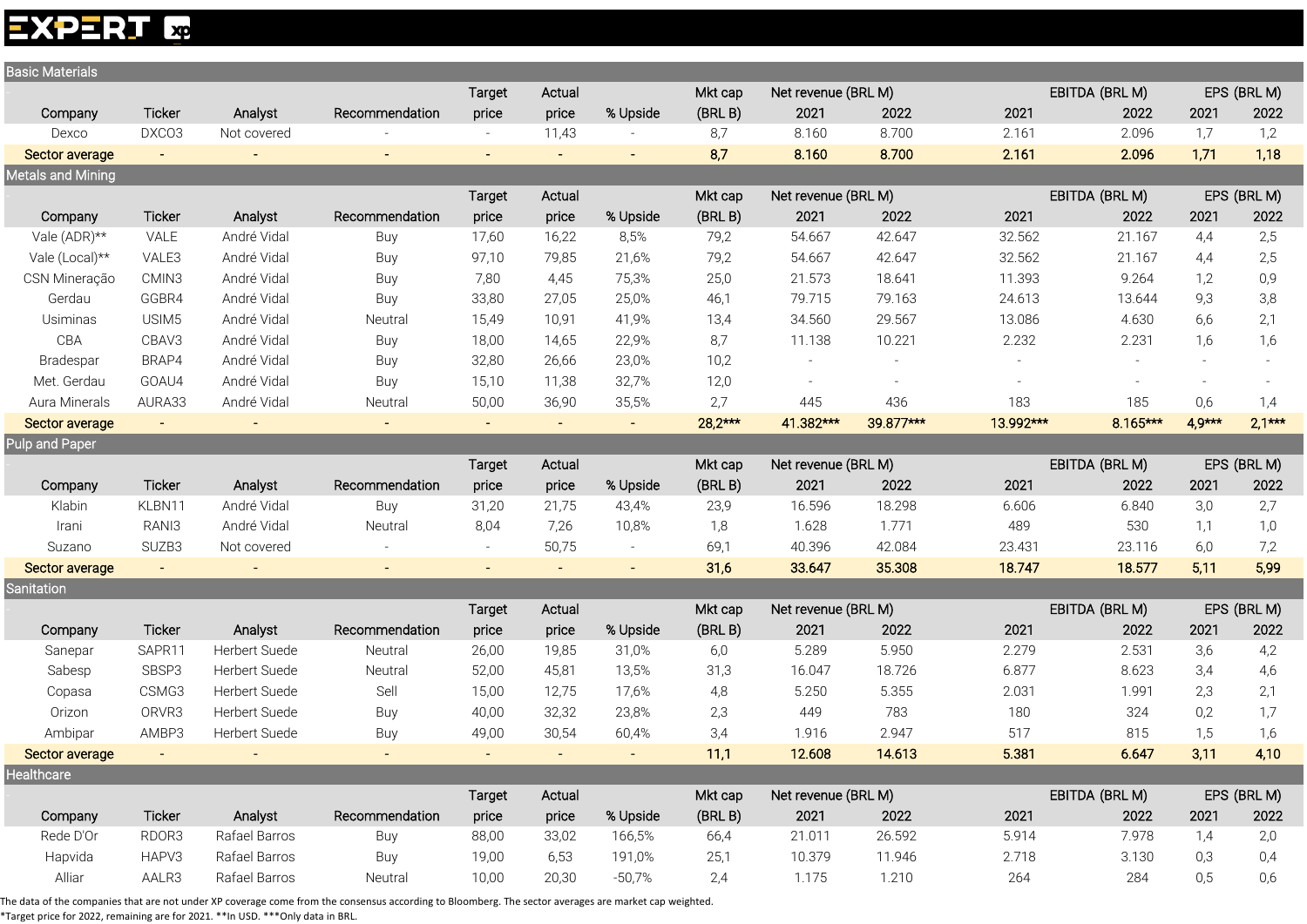## Basic Materials

| Company | Ticker | Analyst | Recommendation | Target price | Actual price | % Upside | Mkt cap (BRL B) | Net revenue (BRL M) 2021 | Net revenue (BRL M) 2022 | EBITDA (BRL M) 2021 | EBITDA (BRL M) 2022 | EPS (BRL M) 2021 | EPS (BRL M) 2022 |
|---|---|---|---|---|---|---|---|---|---|---|---|---|---|
| Dexco | DXCO3 | Not covered | - | - | 11,43 | - | 8,7 | 8.160 | 8.700 | 2.161 | 2.096 | 1,7 | 1,2 |
| **Sector average** | **-** | **-** | **-** | **-** | **-** | **-** | **8,7** | **8.160** | **8.700** | **2.161** | **2.096** | **1,71** | **1,18** |

## Metals and Mining

| Company | Ticker | Analyst | Recommendation | Target price | Actual price | % Upside | Mkt cap (BRL B) | Net revenue (BRL M) 2021 | Net revenue (BRL M) 2022 | EBITDA (BRL M) 2021 | EBITDA (BRL M) 2022 | EPS (BRL M) 2021 | EPS (BRL M) 2022 |
|---|---|---|---|---|---|---|---|---|---|---|---|---|---|
| Vale (ADR)** | VALE | André Vidal | Buy | 17,60 | 16,22 | 8,5% | 79,2 | 54.667 | 42.647 | 32.562 | 21.167 | 4,4 | 2,5 |
| Vale (Local)** | VALE3 | André Vidal | Buy | 97,10 | 79,85 | 21,6% | 79,2 | 54.667 | 42.647 | 32.562 | 21.167 | 4,4 | 2,5 |
| CSN Mineração | CMIN3 | André Vidal | Buy | 7,80 | 4,45 | 75,3% | 25,0 | 21.573 | 18.641 | 11.393 | 9.264 | 1,2 | 0,9 |
| Gerdau | GGBR4 | André Vidal | Buy | 33,80 | 27,05 | 25,0% | 46,1 | 79.715 | 79.163 | 24.613 | 13.644 | 9,3 | 3,8 |
| Usiminas | USIM5 | André Vidal | Neutral | 15,49 | 10,91 | 41,9% | 13,4 | 34.560 | 29.567 | 13.086 | 4.630 | 6,6 | 2,1 |
| CBA | CBAV3 | André Vidal | Buy | 18,00 | 14,65 | 22,9% | 8,7 | 11.138 | 10.221 | 2.232 | 2.231 | 1,6 | 1,6 |
| Bradespar | BRAP4 | André Vidal | Buy | 32,80 | 26,66 | 23,0% | 10,2 | - | - | - | - | - | - |
| Met. Gerdau | GOAU4 | André Vidal | Buy | 15,10 | 11,38 | 32,7% | 12,0 | - | - | - | - | - | - |
| Aura Minerals | AURA33 | André Vidal | Neutral | 50,00 | 36,90 | 35,5% | 2,7 | 445 | 436 | 183 | 185 | 0,6 | 1,4 |
| **Sector average** | **-** | **-** | **-** | **-** | **-** | **-** | **28,2*** ** | **41.382*** ** | **39.877*** ** | **13.992*** ** | **8.165*** ** | **4,9*** ** | **2,1*** ** |

## Pulp and Paper

| Company | Ticker | Analyst | Recommendation | Target price | Actual price | % Upside | Mkt cap (BRL B) | Net revenue (BRL M) 2021 | Net revenue (BRL M) 2022 | EBITDA (BRL M) 2021 | EBITDA (BRL M) 2022 | EPS (BRL M) 2021 | EPS (BRL M) 2022 |
|---|---|---|---|---|---|---|---|---|---|---|---|---|---|
| Klabin | KLBN11 | André Vidal | Buy | 31,20 | 21,75 | 43,4% | 23,9 | 16.596 | 18.298 | 6.606 | 6.840 | 3,0 | 2,7 |
| Irani | RANI3 | André Vidal | Neutral | 8,04 | 7,26 | 10,8% | 1,8 | 1.628 | 1.771 | 489 | 530 | 1,1 | 1,0 |
| Suzano | SUZB3 | Not covered | - | - | 50,75 | - | 69,1 | 40.396 | 42.084 | 23.431 | 23.116 | 6,0 | 7,2 |
| **Sector average** | **-** | **-** | **-** | **-** | **-** | **-** | **31,6** | **33.647** | **35.308** | **18.747** | **18.577** | **5,11** | **5,99** |

## Sanitation

| Company | Ticker | Analyst | Recommendation | Target price | Actual price | % Upside | Mkt cap (BRL B) | Net revenue (BRL M) 2021 | Net revenue (BRL M) 2022 | EBITDA (BRL M) 2021 | EBITDA (BRL M) 2022 | EPS (BRL M) 2021 | EPS (BRL M) 2022 |
|---|---|---|---|---|---|---|---|---|---|---|---|---|---|
| Sanepar | SAPR11 | Herbert Suede | Neutral | 26,00 | 19,85 | 31,0% | 6,0 | 5.289 | 5.950 | 2.279 | 2.531 | 3,6 | 4,2 |
| Sabesp | SBSP3 | Herbert Suede | Neutral | 52,00 | 45,81 | 13,5% | 31,3 | 16.047 | 18.726 | 6.877 | 8.623 | 3,4 | 4,6 |
| Copasa | CSMG3 | Herbert Suede | Sell | 15,00 | 12,75 | 17,6% | 4,8 | 5.250 | 5.355 | 2.031 | 1.991 | 2,3 | 2,1 |
| Orizon | ORVR3 | Herbert Suede | Buy | 40,00 | 32,32 | 23,8% | 2,3 | 449 | 783 | 180 | 324 | 0,2 | 1,7 |
| Ambipar | AMBP3 | Herbert Suede | Buy | 49,00 | 30,54 | 60,4% | 3,4 | 1.916 | 2.947 | 517 | 815 | 1,5 | 1,6 |
| **Sector average** | **-** | **-** | **-** | **-** | **-** | **-** | **11,1** | **12.608** | **14.613** | **5.381** | **6.647** | **3,11** | **4,10** |

## Healthcare

| Company | Ticker | Analyst | Recommendation | Target price | Actual price | % Upside | Mkt cap (BRL B) | Net revenue (BRL M) 2021 | Net revenue (BRL M) 2022 | EBITDA (BRL M) 2021 | EBITDA (BRL M) 2022 | EPS (BRL M) 2021 | EPS (BRL M) 2022 |
|---|---|---|---|---|---|---|---|---|---|---|---|---|---|
| Rede D'Or | RDOR3 | Rafael Barros | Buy | 88,00 | 33,02 | 166,5% | 66,4 | 21.011 | 26.592 | 5.914 | 7.978 | 1,4 | 2,0 |
| Hapvida | HAPV3 | Rafael Barros | Buy | 19,00 | 6,53 | 191,0% | 25,1 | 10.379 | 11.946 | 2.718 | 3.130 | 0,3 | 0,4 |
| Alliar | AALR3 | Rafael Barros | Neutral | 10,00 | 20,30 | -50,7% | 2,4 | 1.175 | 1.210 | 264 | 284 | 0,5 | 0,6 |

The data of the companies that are not under XP coverage come from the consensus according to Bloomberg. The sector averages are market cap weighted.
*Target price for 2022, remaining are for 2021. **In USD. ***Only data in BRL.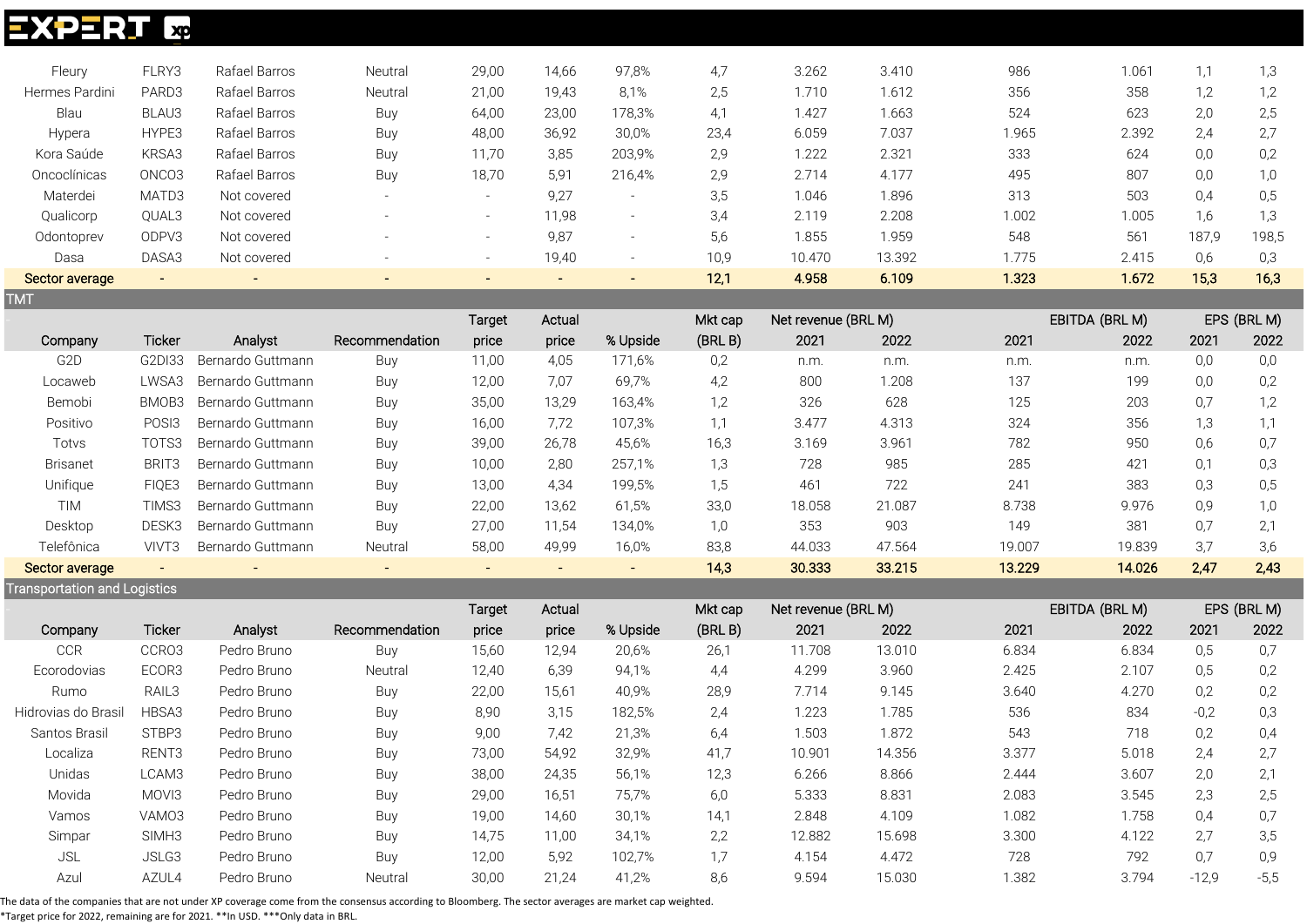| Company | Ticker | Analyst | Recommendation | Target price | Actual price | % Upside | Mkt cap (BRL B) | Net revenue (BRL M) 2021 | 2022 | EBITDA (BRL M) 2021 | 2022 | EPS (BRL M) 2021 | 2022 |
|---|---|---|---|---|---|---|---|---|---|---|---|---|---|
| Fleury | FLRY3 | Rafael Barros | Neutral | 29,00 | 14,66 | 97,8% | 4,7 | 3.262 | 3.410 | 986 | 1.061 | 1,1 | 1,3 |
| Hermes Pardini | PARD3 | Rafael Barros | Neutral | 21,00 | 19,43 | 8,1% | 2,5 | 1.710 | 1.612 | 356 | 358 | 1,2 | 1,2 |
| Blau | BLAU3 | Rafael Barros | Buy | 64,00 | 23,00 | 178,3% | 4,1 | 1.427 | 1.663 | 524 | 623 | 2,0 | 2,5 |
| Hypera | HYPE3 | Rafael Barros | Buy | 48,00 | 36,92 | 30,0% | 23,4 | 6.059 | 7.037 | 1.965 | 2.392 | 2,4 | 2,7 |
| Kora Saúde | KRSA3 | Rafael Barros | Buy | 11,70 | 3,85 | 203,9% | 2,9 | 1.222 | 2.321 | 333 | 624 | 0,0 | 0,2 |
| Oncoclínicas | ONCO3 | Rafael Barros | Buy | 18,70 | 5,91 | 216,4% | 2,9 | 2.714 | 4.177 | 495 | 807 | 0,0 | 1,0 |
| Materdei | MATD3 | Not covered | - | - | 9,27 | - | 3,5 | 1.046 | 1.896 | 313 | 503 | 0,4 | 0,5 |
| Qualicorp | QUAL3 | Not covered | - | - | 11,98 | - | 3,4 | 2.119 | 2.208 | 1.002 | 1.005 | 1,6 | 1,3 |
| Odontoprev | ODPV3 | Not covered | - | - | 9,87 | - | 5,6 | 1.855 | 1.959 | 548 | 561 | 187,9 | 198,5 |
| Dasa | DASA3 | Not covered | - | - | 19,40 | - | 10,9 | 10.470 | 13.392 | 1.775 | 2.415 | 0,6 | 0,3 |
| **Sector average** | - | - | - | - | - | - | **12,1** | **4.958** | **6.109** | **1.323** | **1.672** | **15,3** | **16,3** |

## TMT

| Company | Ticker | Analyst | Recommendation | Target price | Actual price | % Upside | Mkt cap (BRL B) | Net revenue (BRL M) 2021 | 2022 | EBITDA (BRL M) 2021 | 2022 | EPS (BRL M) 2021 | 2022 |
|---|---|---|---|---|---|---|---|---|---|---|---|---|---|
| G2D | G2DI33 | Bernardo Guttmann | Buy | 11,00 | 4,05 | 171,6% | 0,2 | n.m. | n.m. | n.m. | n.m. | 0,0 | 0,0 |
| Locaweb | LWSA3 | Bernardo Guttmann | Buy | 12,00 | 7,07 | 69,7% | 4,2 | 800 | 1.208 | 137 | 199 | 0,0 | 0,2 |
| Bemobi | BMOB3 | Bernardo Guttmann | Buy | 35,00 | 13,29 | 163,4% | 1,2 | 326 | 628 | 125 | 203 | 0,7 | 1,2 |
| Positivo | POSI3 | Bernardo Guttmann | Buy | 16,00 | 7,72 | 107,3% | 1,1 | 3.477 | 4.313 | 324 | 356 | 1,3 | 1,1 |
| Totvs | TOTS3 | Bernardo Guttmann | Buy | 39,00 | 26,78 | 45,6% | 16,3 | 3.169 | 3.961 | 782 | 950 | 0,6 | 0,7 |
| Brisanet | BRIT3 | Bernardo Guttmann | Buy | 10,00 | 2,80 | 257,1% | 1,3 | 728 | 985 | 285 | 421 | 0,1 | 0,3 |
| Unifique | FIQE3 | Bernardo Guttmann | Buy | 13,00 | 4,34 | 199,5% | 1,5 | 461 | 722 | 241 | 383 | 0,3 | 0,5 |
| TIM | TIMS3 | Bernardo Guttmann | Buy | 22,00 | 13,62 | 61,5% | 33,0 | 18.058 | 21.087 | 8.738 | 9.976 | 0,9 | 1,0 |
| Desktop | DESK3 | Bernardo Guttmann | Buy | 27,00 | 11,54 | 134,0% | 1,0 | 353 | 903 | 149 | 381 | 0,7 | 2,1 |
| Telefônica | VIVT3 | Bernardo Guttmann | Neutral | 58,00 | 49,99 | 16,0% | 83,8 | 44.033 | 47.564 | 19.007 | 19.839 | 3,7 | 3,6 |
| **Sector average** | - | - | - | - | - | - | **14,3** | **30.333** | **33.215** | **13.229** | **14.026** | **2,47** | **2,43** |

## Transportation and Logistics

| Company | Ticker | Analyst | Recommendation | Target price | Actual price | % Upside | Mkt cap (BRL B) | Net revenue (BRL M) 2021 | 2022 | EBITDA (BRL M) 2021 | 2022 | EPS (BRL M) 2021 | 2022 |
|---|---|---|---|---|---|---|---|---|---|---|---|---|---|
| CCR | CCRO3 | Pedro Bruno | Buy | 15,60 | 12,94 | 20,6% | 26,1 | 11.708 | 13.010 | 6.834 | 6.834 | 0,5 | 0,7 |
| Ecorodovias | ECOR3 | Pedro Bruno | Neutral | 12,40 | 6,39 | 94,1% | 4,4 | 4.299 | 3.960 | 2.425 | 2.107 | 0,5 | 0,2 |
| Rumo | RAIL3 | Pedro Bruno | Buy | 22,00 | 15,61 | 40,9% | 28,9 | 7.714 | 9.145 | 3.640 | 4.270 | 0,2 | 0,2 |
| Hidrovias do Brasil | HBSA3 | Pedro Bruno | Buy | 8,90 | 3,15 | 182,5% | 2,4 | 1.223 | 1.785 | 536 | 834 | -0,2 | 0,3 |
| Santos Brasil | STBP3 | Pedro Bruno | Buy | 9,00 | 7,42 | 21,3% | 6,4 | 1.503 | 1.872 | 543 | 718 | 0,2 | 0,4 |
| Localiza | RENT3 | Pedro Bruno | Buy | 73,00 | 54,92 | 32,9% | 41,7 | 10.901 | 14.356 | 3.377 | 5.018 | 2,4 | 2,7 |
| Unidas | LCAM3 | Pedro Bruno | Buy | 38,00 | 24,35 | 56,1% | 12,3 | 6.266 | 8.866 | 2.444 | 3.607 | 2,0 | 2,1 |
| Movida | MOVI3 | Pedro Bruno | Buy | 29,00 | 16,51 | 75,7% | 6,0 | 5.333 | 8.831 | 2.083 | 3.545 | 2,3 | 2,5 |
| Vamos | VAMO3 | Pedro Bruno | Buy | 19,00 | 14,60 | 30,1% | 14,1 | 2.848 | 4.109 | 1.082 | 1.758 | 0,4 | 0,7 |
| Simpar | SIMH3 | Pedro Bruno | Buy | 14,75 | 11,00 | 34,1% | 2,2 | 12.882 | 15.698 | 3.300 | 4.122 | 2,7 | 3,5 |
| JSL | JSLG3 | Pedro Bruno | Buy | 12,00 | 5,92 | 102,7% | 1,7 | 4.154 | 4.472 | 728 | 792 | 0,7 | 0,9 |
| Azul | AZUL4 | Pedro Bruno | Neutral | 30,00 | 21,24 | 41,2% | 8,6 | 9.594 | 15.030 | 1.382 | 3.794 | -12,9 | -5,5 |

The data of the companies that are not under XP coverage come from the consensus according to Bloomberg. The sector averages are market cap weighted.
*Target price for 2022, remaining are for 2021. **In USD. ***Only data in BRL.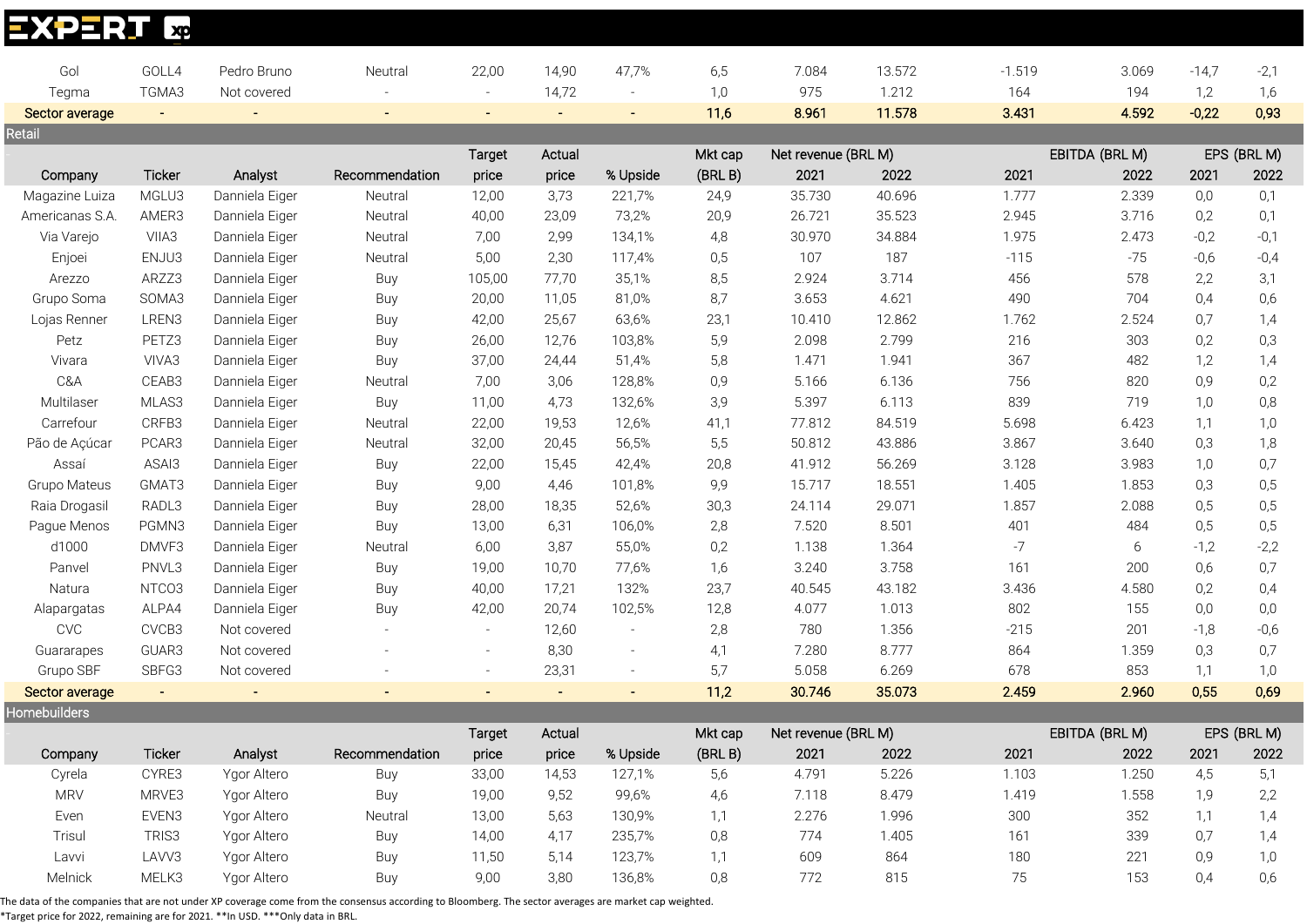| Company | Ticker | Analyst | Recommendation | Target price | Actual price | % Upside | Mkt cap (BRL B) | Net revenue (BRL M) 2021 | 2022 | EBITDA (BRL M) 2021 | 2022 | EPS (BRL M) 2021 | 2022 |
|---|---|---|---|---|---|---|---|---|---|---|---|---|---|
| Gol | GOLL4 | Pedro Bruno | Neutral | 22,00 | 14,90 | 47,7% | 6,5 | 7.084 | 13.572 | -1.519 | 3.069 | -14,7 | -2,1 |
| Tegma | TGMA3 | Not covered | - | - | 14,72 | - | 1,0 | 975 | 1.212 | 164 | 194 | 1,2 | 1,6 |
| **Sector average** | - | - | - | - | - | - | **11,6** | **8.961** | **11.578** | **3.431** | **4.592** | **-0,22** | **0,93** |

**Retail**

| Company | Ticker | Analyst | Recommendation | Target price | Actual price | % Upside | Mkt cap (BRL B) | Net revenue (BRL M) | | EBITDA (BRL M) | | EPS (BRL M) | |
|---|---|---|---|---|---|---|---|---|---|---|---|---|---|
| | | | | | | | | 2021 | 2022 | 2021 | 2022 | 2021 | 2022 |
| Magazine Luiza | MGLU3 | Danniela Eiger | Neutral | 12,00 | 3,73 | 221,7% | 24,9 | 35.730 | 40.696 | 1.777 | 2.339 | 0,0 | 0,1 |
| Americanas S.A. | AMER3 | Danniela Eiger | Neutral | 40,00 | 23,09 | 73,2% | 20,9 | 26.721 | 35.523 | 2.945 | 3.716 | 0,2 | 0,1 |
| Via Varejo | VIIA3 | Danniela Eiger | Neutral | 7,00 | 2,99 | 134,1% | 4,8 | 30.970 | 34.884 | 1.975 | 2.473 | -0,2 | -0,1 |
| Enjoei | ENJU3 | Danniela Eiger | Neutral | 5,00 | 2,30 | 117,4% | 0,5 | 107 | 187 | -115 | -75 | -0,6 | -0,4 |
| Arezzo | ARZZ3 | Danniela Eiger | Buy | 105,00 | 77,70 | 35,1% | 8,5 | 2.924 | 3.714 | 456 | 578 | 2,2 | 3,1 |
| Grupo Soma | SOMA3 | Danniela Eiger | Buy | 20,00 | 11,05 | 81,0% | 8,7 | 3.653 | 4.621 | 490 | 704 | 0,4 | 0,6 |
| Lojas Renner | LREN3 | Danniela Eiger | Buy | 42,00 | 25,67 | 63,6% | 23,1 | 10.410 | 12.862 | 1.762 | 2.524 | 0,7 | 1,4 |
| Petz | PETZ3 | Danniela Eiger | Buy | 26,00 | 12,76 | 103,8% | 5,9 | 2.098 | 2.799 | 216 | 303 | 0,2 | 0,3 |
| Vivara | VIVA3 | Danniela Eiger | Buy | 37,00 | 24,44 | 51,4% | 5,8 | 1.471 | 1.941 | 367 | 482 | 1,2 | 1,4 |
| C&A | CEAB3 | Danniela Eiger | Neutral | 7,00 | 3,06 | 128,8% | 0,9 | 5.166 | 6.136 | 756 | 820 | 0,9 | 0,2 |
| Multilaser | MLAS3 | Danniela Eiger | Buy | 11,00 | 4,73 | 132,6% | 3,9 | 5.397 | 6.113 | 839 | 719 | 1,0 | 0,8 |
| Carrefour | CRFB3 | Danniela Eiger | Neutral | 22,00 | 19,53 | 12,6% | 41,1 | 77.812 | 84.519 | 5.698 | 6.423 | 1,1 | 1,0 |
| Pão de Açúcar | PCAR3 | Danniela Eiger | Neutral | 32,00 | 20,45 | 56,5% | 5,5 | 50.812 | 43.886 | 3.867 | 3.640 | 0,3 | 1,8 |
| Assaí | ASAI3 | Danniela Eiger | Buy | 22,00 | 15,45 | 42,4% | 20,8 | 41.912 | 56.269 | 3.128 | 3.983 | 1,0 | 0,7 |
| Grupo Mateus | GMAT3 | Danniela Eiger | Buy | 9,00 | 4,46 | 101,8% | 9,9 | 15.717 | 18.551 | 1.405 | 1.853 | 0,3 | 0,5 |
| Raia Drogasil | RADL3 | Danniela Eiger | Buy | 28,00 | 18,35 | 52,6% | 30,3 | 24.114 | 29.071 | 1.857 | 2.088 | 0,5 | 0,5 |
| Pague Menos | PGMN3 | Danniela Eiger | Buy | 13,00 | 6,31 | 106,0% | 2,8 | 7.520 | 8.501 | 401 | 484 | 0,5 | 0,5 |
| d1000 | DMVF3 | Danniela Eiger | Neutral | 6,00 | 3,87 | 55,0% | 0,2 | 1.138 | 1.364 | -7 | 6 | -1,2 | -2,2 |
| Panvel | PNVL3 | Danniela Eiger | Buy | 19,00 | 10,70 | 77,6% | 1,6 | 3.240 | 3.758 | 161 | 200 | 0,6 | 0,7 |
| Natura | NTCO3 | Danniela Eiger | Buy | 40,00 | 17,21 | 132% | 23,7 | 40.545 | 43.182 | 3.436 | 4.580 | 0,2 | 0,4 |
| Alapargatas | ALPA4 | Danniela Eiger | Buy | 42,00 | 20,74 | 102,5% | 12,8 | 4.077 | 1.013 | 802 | 155 | 0,0 | 0,0 |
| CVC | CVCB3 | Not covered | - | - | 12,60 | - | 2,8 | 780 | 1.356 | -215 | 201 | -1,8 | -0,6 |
| Guararapes | GUAR3 | Not covered | - | - | 8,30 | - | 4,1 | 7.280 | 8.777 | 864 | 1.359 | 0,3 | 0,7 |
| Grupo SBF | SBFG3 | Not covered | - | - | 23,31 | - | 5,7 | 5.058 | 6.269 | 678 | 853 | 1,1 | 1,0 |
| **Sector average** | - | - | - | - | - | - | **11,2** | **30.746** | **35.073** | **2.459** | **2.960** | **0,55** | **0,69** |

**Homebuilders**

| Company | Ticker | Analyst | Recommendation | Target price | Actual price | % Upside | Mkt cap (BRL B) | Net revenue (BRL M) | | EBITDA (BRL M) | | EPS (BRL M) | |
|---|---|---|---|---|---|---|---|---|---|---|---|---|---|
| | | | | | | | | 2021 | 2022 | 2021 | 2022 | 2021 | 2022 |
| Cyrela | CYRE3 | Ygor Altero | Buy | 33,00 | 14,53 | 127,1% | 5,6 | 4.791 | 5.226 | 1.103 | 1.250 | 4,5 | 5,1 |
| MRV | MRVE3 | Ygor Altero | Buy | 19,00 | 9,52 | 99,6% | 4,6 | 7.118 | 8.479 | 1.419 | 1.558 | 1,9 | 2,2 |
| Even | EVEN3 | Ygor Altero | Neutral | 13,00 | 5,63 | 130,9% | 1,1 | 2.276 | 1.996 | 300 | 352 | 1,1 | 1,4 |
| Trisul | TRIS3 | Ygor Altero | Buy | 14,00 | 4,17 | 235,7% | 0,8 | 774 | 1.405 | 161 | 339 | 0,7 | 1,4 |
| Lavvi | LAVV3 | Ygor Altero | Buy | 11,50 | 5,14 | 123,7% | 1,1 | 609 | 864 | 180 | 221 | 0,9 | 1,0 |
| Melnick | MELK3 | Ygor Altero | Buy | 9,00 | 3,80 | 136,8% | 0,8 | 772 | 815 | 75 | 153 | 0,4 | 0,6 |

The data of the companies that are not under XP coverage come from the consensus according to Bloomberg. The sector averages are market cap weighted.
*Target price for 2022, remaining are for 2021. **In USD. ***Only data in BRL.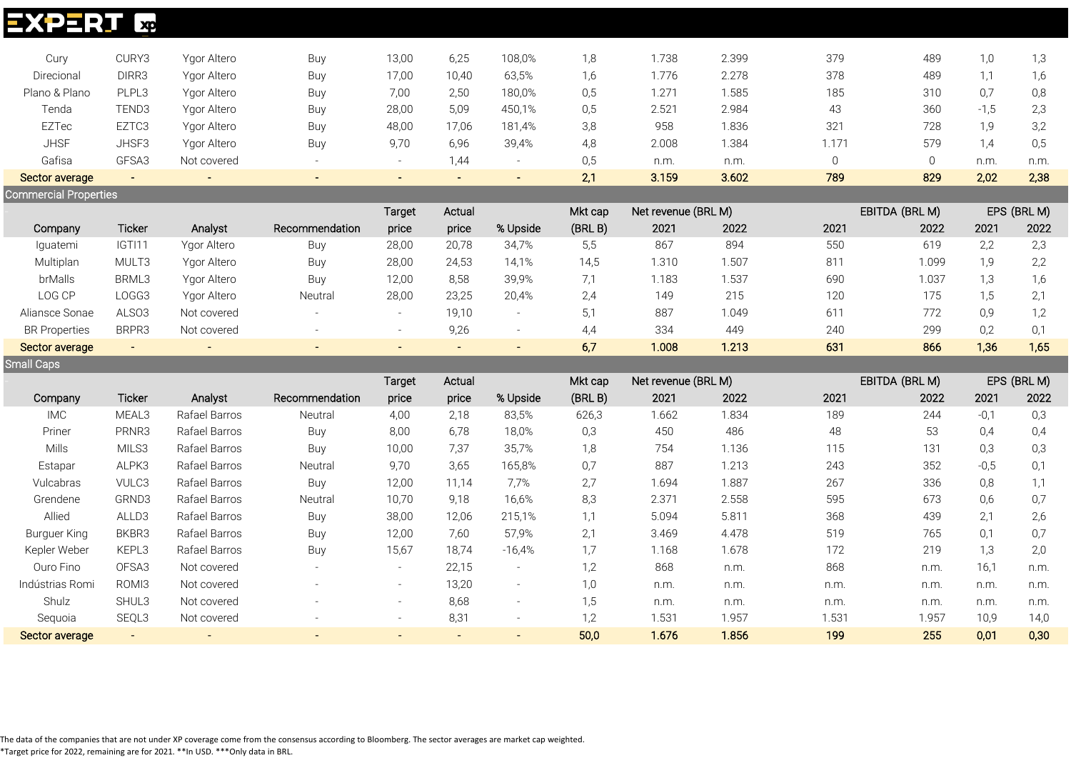| Company | Ticker | Analyst | Recommendation | Target price | Actual price | % Upside | Mkt cap (BRL B) | Net revenue (BRL M) 2021 | Net revenue (BRL M) 2022 | EBITDA (BRL M) 2021 | EBITDA (BRL M) 2022 | EPS (BRL M) 2021 | EPS (BRL M) 2022 |
|---|---|---|---|---|---|---|---|---|---|---|---|---|---|
| Cury | CURY3 | Ygor Altero | Buy | 13,00 | 6,25 | 108,0% | 1,8 | 1.738 | 2.399 | 379 | 489 | 1,0 | 1,3 |
| Direcional | DIRR3 | Ygor Altero | Buy | 17,00 | 10,40 | 63,5% | 1,6 | 1.776 | 2.278 | 378 | 489 | 1,1 | 1,6 |
| Plano & Plano | PLPL3 | Ygor Altero | Buy | 7,00 | 2,50 | 180,0% | 0,5 | 1.271 | 1.585 | 185 | 310 | 0,7 | 0,8 |
| Tenda | TEND3 | Ygor Altero | Buy | 28,00 | 5,09 | 450,1% | 0,5 | 2.521 | 2.984 | 43 | 360 | -1,5 | 2,3 |
| EZTec | EZTC3 | Ygor Altero | Buy | 48,00 | 17,06 | 181,4% | 3,8 | 958 | 1.836 | 321 | 728 | 1,9 | 3,2 |
| JHSF | JHSF3 | Ygor Altero | Buy | 9,70 | 6,96 | 39,4% | 4,8 | 2.008 | 1.384 | 1.171 | 579 | 1,4 | 0,5 |
| Gafisa | GFSA3 | Not covered | - | - | 1,44 | - | 0,5 | n.m. | n.m. | 0 | 0 | n.m. | n.m. |
| **Sector average** | - | - | - | - | - | - | **2,1** | **3.159** | **3.602** | **789** | **829** | **2,02** | **2,38** |

**Commercial Properties**

| Company | Ticker | Analyst | Recommendation | Target price | Actual price | % Upside | Mkt cap (BRL B) | Net revenue (BRL M) 2021 | Net revenue (BRL M) 2022 | EBITDA (BRL M) 2021 | EBITDA (BRL M) 2022 | EPS (BRL M) 2021 | EPS (BRL M) 2022 |
|---|---|---|---|---|---|---|---|---|---|---|---|---|---|
| Iguatemi | IGTI11 | Ygor Altero | Buy | 28,00 | 20,78 | 34,7% | 5,5 | 867 | 894 | 550 | 619 | 2,2 | 2,3 |
| Multiplan | MULT3 | Ygor Altero | Buy | 28,00 | 24,53 | 14,1% | 14,5 | 1.310 | 1.507 | 811 | 1.099 | 1,9 | 2,2 |
| brMalls | BRML3 | Ygor Altero | Buy | 12,00 | 8,58 | 39,9% | 7,1 | 1.183 | 1.537 | 690 | 1.037 | 1,3 | 1,6 |
| LOG CP | LOGG3 | Ygor Altero | Neutral | 28,00 | 23,25 | 20,4% | 2,4 | 149 | 215 | 120 | 175 | 1,5 | 2,1 |
| Aliansce Sonae | ALSO3 | Not covered | - | - | 19,10 | - | 5,1 | 887 | 1.049 | 611 | 772 | 0,9 | 1,2 |
| BR Properties | BRPR3 | Not covered | - | - | 9,26 | - | 4,4 | 334 | 449 | 240 | 299 | 0,2 | 0,1 |
| **Sector average** | - | - | - | - | - | - | **6,7** | **1.008** | **1.213** | **631** | **866** | **1,36** | **1,65** |

**Small Caps**

| Company | Ticker | Analyst | Recommendation | Target price | Actual price | % Upside | Mkt cap (BRL B) | Net revenue (BRL M) 2021 | Net revenue (BRL M) 2022 | EBITDA (BRL M) 2021 | EBITDA (BRL M) 2022 | EPS (BRL M) 2021 | EPS (BRL M) 2022 |
|---|---|---|---|---|---|---|---|---|---|---|---|---|---|
| IMC | MEAL3 | Rafael Barros | Neutral | 4,00 | 2,18 | 83,5% | 626,3 | 1.662 | 1.834 | 189 | 244 | -0,1 | 0,3 |
| Priner | PRNR3 | Rafael Barros | Buy | 8,00 | 6,78 | 18,0% | 0,3 | 450 | 486 | 48 | 53 | 0,4 | 0,4 |
| Mills | MILS3 | Rafael Barros | Buy | 10,00 | 7,37 | 35,7% | 1,8 | 754 | 1.136 | 115 | 131 | 0,3 | 0,3 |
| Estapar | ALPK3 | Rafael Barros | Neutral | 9,70 | 3,65 | 165,8% | 0,7 | 887 | 1.213 | 243 | 352 | -0,5 | 0,1 |
| Vulcabras | VULC3 | Rafael Barros | Buy | 12,00 | 11,14 | 7,7% | 2,7 | 1.694 | 1.887 | 267 | 336 | 0,8 | 1,1 |
| Grendene | GRND3 | Rafael Barros | Neutral | 10,70 | 9,18 | 16,6% | 8,3 | 2.371 | 2.558 | 595 | 673 | 0,6 | 0,7 |
| Allied | ALLD3 | Rafael Barros | Buy | 38,00 | 12,06 | 215,1% | 1,1 | 5.094 | 5.811 | 368 | 439 | 2,1 | 2,6 |
| Burguer King | BKBR3 | Rafael Barros | Buy | 12,00 | 7,60 | 57,9% | 2,1 | 3.469 | 4.478 | 519 | 765 | 0,1 | 0,7 |
| Kepler Weber | KEPL3 | Rafael Barros | Buy | 15,67 | 18,74 | -16,4% | 1,7 | 1.168 | 1.678 | 172 | 219 | 1,3 | 2,0 |
| Ouro Fino | OFSA3 | Not covered | - | - | 22,15 | - | 1,2 | 868 | n.m. | 868 | n.m. | 16,1 | n.m. |
| Indústrias Romi | ROMI3 | Not covered | - | - | 13,20 | - | 1,0 | n.m. | n.m. | n.m. | n.m. | n.m. | n.m. |
| Shulz | SHUL3 | Not covered | - | - | 8,68 | - | 1,5 | n.m. | n.m. | n.m. | n.m. | n.m. | n.m. |
| Sequoia | SEQL3 | Not covered | - | - | 8,31 | - | 1,2 | 1.531 | 1.957 | 1.531 | 1.957 | 10,9 | 14,0 |
| **Sector average** | - | - | - | - | - | - | **50,0** | **1.676** | **1.856** | **199** | **255** | **0,01** | **0,30** |

The data of the companies that are not under XP coverage come from the consensus according to Bloomberg. The sector averages are market cap weighted.
*Target price for 2022, remaining are for 2021. **In USD. ***Only data in BRL.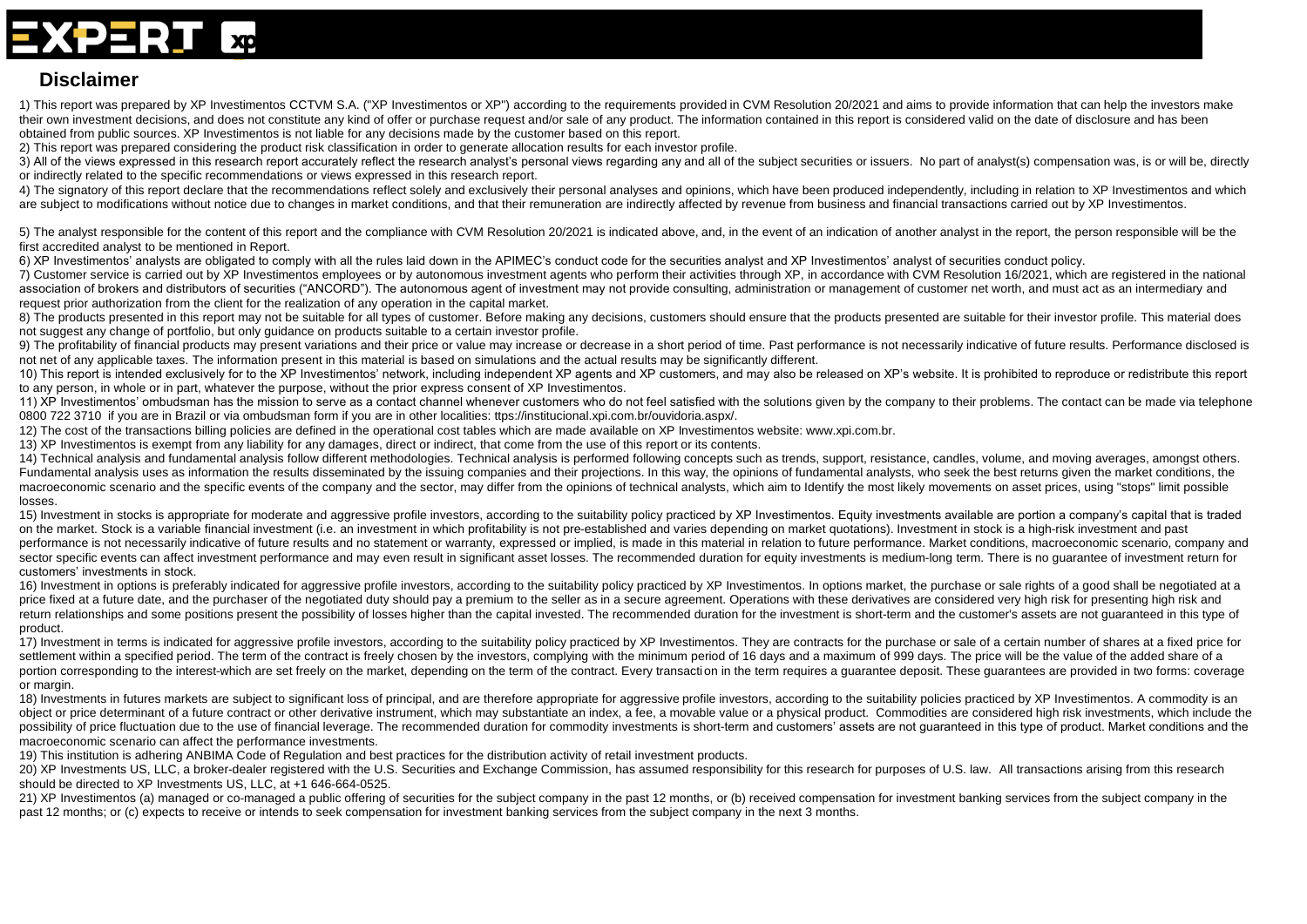## Disclaimer

1) This report was prepared by XP Investimentos CCTVM S.A. ("XP Investimentos or XP") according to the requirements provided in CVM Resolution 20/2021 and aims to provide information that can help the investors make their own investment decisions, and does not constitute any kind of offer or purchase request and/or sale of any product. The information contained in this report is considered valid on the date of disclosure and has been obtained from public sources. XP Investimentos is not liable for any decisions made by the customer based on this report.

2) This report was prepared considering the product risk classification in order to generate allocation results for each investor profile.

3) All of the views expressed in this research report accurately reflect the research analyst's personal views regarding any and all of the subject securities or issuers. No part of analyst(s) compensation was, is or will be, directly or indirectly related to the specific recommendations or views expressed in this research report.

4) The signatory of this report declare that the recommendations reflect solely and exclusively their personal analyses and opinions, which have been produced independently, including in relation to XP Investimentos and which are subject to modifications without notice due to changes in market conditions, and that their remuneration are indirectly affected by revenue from business and financial transactions carried out by XP Investimentos.

5) The analyst responsible for the content of this report and the compliance with CVM Resolution 20/2021 is indicated above, and, in the event of an indication of another analyst in the report, the person responsible will be the first accredited analyst to be mentioned in Report.

6) XP Investimentos' analysts are obligated to comply with all the rules laid down in the APIMEC's conduct code for the securities analyst and XP Investimentos' analyst of securities conduct policy.

7) Customer service is carried out by XP Investimentos employees or by autonomous investment agents who perform their activities through XP, in accordance with CVM Resolution 16/2021, which are registered in the national association of brokers and distributors of securities ("ANCORD"). The autonomous agent of investment may not provide consulting, administration or management of customer net worth, and must act as an intermediary and request prior authorization from the client for the realization of any operation in the capital market.

8) The products presented in this report may not be suitable for all types of customer. Before making any decisions, customers should ensure that the products presented are suitable for their investor profile. This material does not suggest any change of portfolio, but only guidance on products suitable to a certain investor profile.

9) The profitability of financial products may present variations and their price or value may increase or decrease in a short period of time. Past performance is not necessarily indicative of future results. Performance disclosed is not net of any applicable taxes. The information present in this material is based on simulations and the actual results may be significantly different.

10) This report is intended exclusively for to the XP Investimentos' network, including independent XP agents and XP customers, and may also be released on XP's website. It is prohibited to reproduce or redistribute this report to any person, in whole or in part, whatever the purpose, without the prior express consent of XP Investimentos.

11) XP Investimentos' ombudsman has the mission to serve as a contact channel whenever customers who do not feel satisfied with the solutions given by the company to their problems. The contact can be made via telephone 0800 722 3710 if you are in Brazil or via ombudsman form if you are in other localities: ttps://institucional.xpi.com.br/ouvidoria.aspx/.

12) The cost of the transactions billing policies are defined in the operational cost tables which are made available on XP Investimentos website: www.xpi.com.br.

13) XP Investimentos is exempt from any liability for any damages, direct or indirect, that come from the use of this report or its contents.

14) Technical analysis and fundamental analysis follow different methodologies. Technical analysis is performed following concepts such as trends, support, resistance, candles, volume, and moving averages, amongst others. Fundamental analysis uses as information the results disseminated by the issuing companies and their projections. In this way, the opinions of fundamental analysts, who seek the best returns given the market conditions, the macroeconomic scenario and the specific events of the company and the sector, may differ from the opinions of technical analysts, which aim to Identify the most likely movements on asset prices, using "stops" limit possible losses.

15) Investment in stocks is appropriate for moderate and aggressive profile investors, according to the suitability policy practiced by XP Investimentos. Equity investments available are portion a company's capital that is traded on the market. Stock is a variable financial investment (i.e. an investment in which profitability is not pre-established and varies depending on market quotations). Investment in stock is a high-risk investment and past performance is not necessarily indicative of future results and no statement or warranty, expressed or implied, is made in this material in relation to future performance. Market conditions, macroeconomic scenario, company and sector specific events can affect investment performance and may even result in significant asset losses. The recommended duration for equity investments is medium-long term. There is no guarantee of investment return for customers' investments in stock.

16) Investment in options is preferably indicated for aggressive profile investors, according to the suitability policy practiced by XP Investimentos. In options market, the purchase or sale rights of a good shall be negotiated at a price fixed at a future date, and the purchaser of the negotiated duty should pay a premium to the seller as in a secure agreement. Operations with these derivatives are considered very high risk for presenting high risk and return relationships and some positions present the possibility of losses higher than the capital invested. The recommended duration for the investment is short-term and the customer's assets are not guaranteed in this type of product.

17) Investment in terms is indicated for aggressive profile investors, according to the suitability policy practiced by XP Investimentos. They are contracts for the purchase or sale of a certain number of shares at a fixed price for settlement within a specified period. The term of the contract is freely chosen by the investors, complying with the minimum period of 16 days and a maximum of 999 days. The price will be the value of the added share of a portion corresponding to the interest-which are set freely on the market, depending on the term of the contract. Every transaction in the term requires a guarantee deposit. These guarantees are provided in two forms: coverage or margin.

18) Investments in futures markets are subject to significant loss of principal, and are therefore appropriate for aggressive profile investors, according to the suitability policies practiced by XP Investimentos. A commodity is an object or price determinant of a future contract or other derivative instrument, which may substantiate an index, a fee, a movable value or a physical product. Commodities are considered high risk investments, which include the possibility of price fluctuation due to the use of financial leverage. The recommended duration for commodity investments is short-term and customers' assets are not guaranteed in this type of product. Market conditions and the macroeconomic scenario can affect the performance investments.

19) This institution is adhering ANBIMA Code of Regulation and best practices for the distribution activity of retail investment products.

20) XP Investments US, LLC, a broker-dealer registered with the U.S. Securities and Exchange Commission, has assumed responsibility for this research for purposes of U.S. law. All transactions arising from this research should be directed to XP Investments US, LLC, at +1 646-664-0525.

21) XP Investimentos (a) managed or co-managed a public offering of securities for the subject company in the past 12 months, or (b) received compensation for investment banking services from the subject company in the past 12 months; or (c) expects to receive or intends to seek compensation for investment banking services from the subject company in the next 3 months.